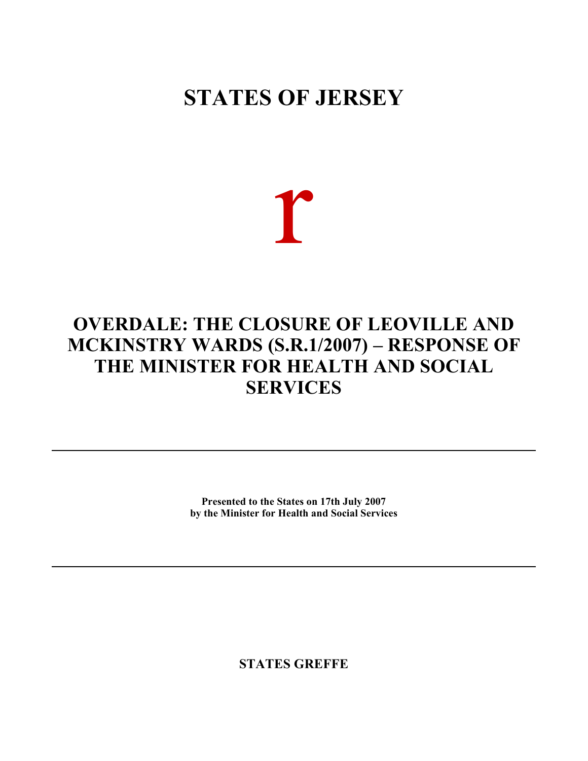# STATES OF JERSEY

r

# OVERDALE: THE CLOSURE OF LEOVILLE AND MCKINSTRY WARDS (S.R.1/2007) – RESPONSE OF THE MINISTER FOR HEALTH AND SOCIAL SERVICES

---

**Presented to the States on 17th July 2007**
**by the Minister for Health and Social Services**

---

**STATES GREFFE**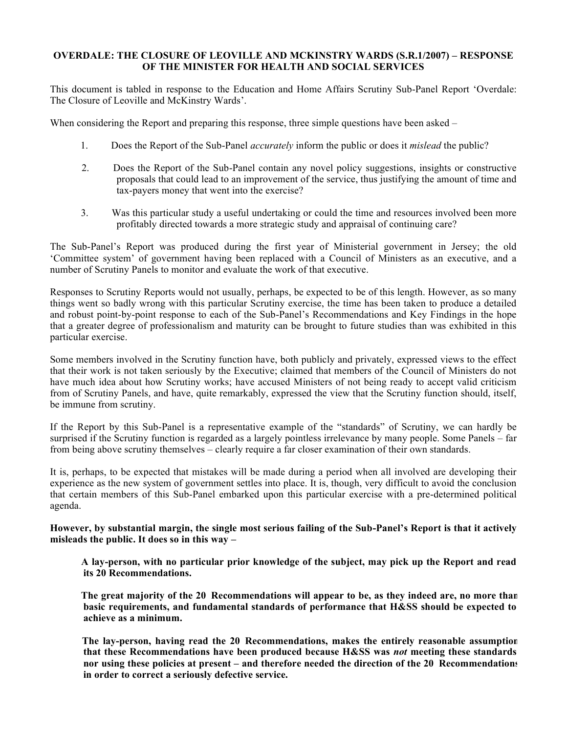# OVERDALE: THE CLOSURE OF LEOVILLE AND MCKINSTRY WARDS (S.R.1/2007) – RESPONSE OF THE MINISTER FOR HEALTH AND SOCIAL SERVICES

This document is tabled in response to the Education and Home Affairs Scrutiny Sub-Panel Report 'Overdale: The Closure of Leoville and McKinstry Wards'.

When considering the Report and preparing this response, three simple questions have been asked –

1. Does the Report of the Sub-Panel *accurately* inform the public or does it *mislead* the public?
2. Does the Report of the Sub-Panel contain any novel policy suggestions, insights or constructive proposals that could lead to an improvement of the service, thus justifying the amount of time and tax-payers money that went into the exercise?
3. Was this particular study a useful undertaking or could the time and resources involved been more profitably directed towards a more strategic study and appraisal of continuing care?

The Sub-Panel's Report was produced during the first year of Ministerial government in Jersey; the old 'Committee system' of government having been replaced with a Council of Ministers as an executive, and a number of Scrutiny Panels to monitor and evaluate the work of that executive.

Responses to Scrutiny Reports would not usually, perhaps, be expected to be of this length. However, as so many things went so badly wrong with this particular Scrutiny exercise, the time has been taken to produce a detailed and robust point-by-point response to each of the Sub-Panel's Recommendations and Key Findings in the hope that a greater degree of professionalism and maturity can be brought to future studies than was exhibited in this particular exercise.

Some members involved in the Scrutiny function have, both publicly and privately, expressed views to the effect that their work is not taken seriously by the Executive; claimed that members of the Council of Ministers do not have much idea about how Scrutiny works; have accused Ministers of not being ready to accept valid criticism from of Scrutiny Panels, and have, quite remarkably, expressed the view that the Scrutiny function should, itself, be immune from scrutiny.

If the Report by this Sub-Panel is a representative example of the "standards" of Scrutiny, we can hardly be surprised if the Scrutiny function is regarded as a largely pointless irrelevance by many people. Some Panels – far from being above scrutiny themselves – clearly require a far closer examination of their own standards.

It is, perhaps, to be expected that mistakes will be made during a period when all involved are developing their experience as the new system of government settles into place. It is, though, very difficult to avoid the conclusion that certain members of this Sub-Panel embarked upon this particular exercise with a pre-determined political agenda.

**However, by substantial margin, the single most serious failing of the Sub-Panel's Report is that it actively misleads the public. It does so in this way –**

> **A lay-person, with no particular prior knowledge of the subject, may pick up the Report and read its 20 Recommendations.**
>
> **The great majority of the 20 Recommendations will appear to be, as they indeed are, no more than basic requirements, and fundamental standards of performance that H&SS should be expected to achieve as a minimum.**
>
> **The lay-person, having read the 20 Recommendations, makes the entirely reasonable assumption that these Recommendations have been produced because H&SS was *not* meeting these standards nor using these policies at present – and therefore needed the direction of the 20 Recommendations in order to correct a seriously defective service.**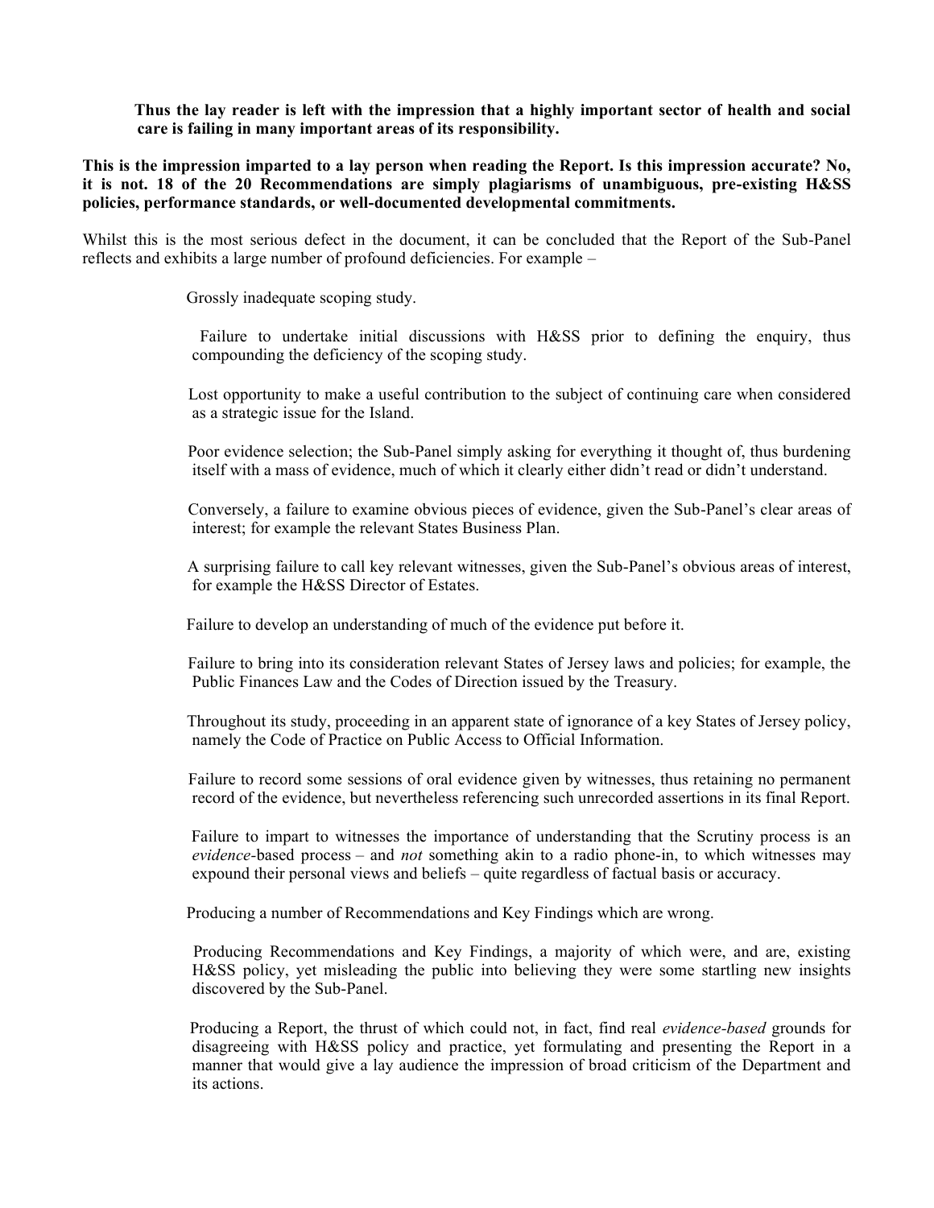**Thus the lay reader is left with the impression that a highly important sector of health and social care is failing in many important areas of its responsibility.**

**This is the impression imparted to a lay person when reading the Report. Is this impression accurate? No, it is not. 18 of the 20 Recommendations are simply plagiarisms of unambiguous, pre-existing H&SS policies, performance standards, or well-documented developmental commitments.**

Whilst this is the most serious defect in the document, it can be concluded that the Report of the Sub-Panel reflects and exhibits a large number of profound deficiencies. For example –

- Grossly inadequate scoping study.
- Failure to undertake initial discussions with H&SS prior to defining the enquiry, thus compounding the deficiency of the scoping study.
- Lost opportunity to make a useful contribution to the subject of continuing care when considered as a strategic issue for the Island.
- Poor evidence selection; the Sub-Panel simply asking for everything it thought of, thus burdening itself with a mass of evidence, much of which it clearly either didn't read or didn't understand.
- Conversely, a failure to examine obvious pieces of evidence, given the Sub-Panel's clear areas of interest; for example the relevant States Business Plan.
- A surprising failure to call key relevant witnesses, given the Sub-Panel's obvious areas of interest, for example the H&SS Director of Estates.
- Failure to develop an understanding of much of the evidence put before it.
- Failure to bring into its consideration relevant States of Jersey laws and policies; for example, the Public Finances Law and the Codes of Direction issued by the Treasury.
- Throughout its study, proceeding in an apparent state of ignorance of a key States of Jersey policy, namely the Code of Practice on Public Access to Official Information.
- Failure to record some sessions of oral evidence given by witnesses, thus retaining no permanent record of the evidence, but nevertheless referencing such unrecorded assertions in its final Report.
- Failure to impart to witnesses the importance of understanding that the Scrutiny process is an *evidence*-based process – and *not* something akin to a radio phone-in, to which witnesses may expound their personal views and beliefs – quite regardless of factual basis or accuracy.
- Producing a number of Recommendations and Key Findings which are wrong.
- Producing Recommendations and Key Findings, a majority of which were, and are, existing H&SS policy, yet misleading the public into believing they were some startling new insights discovered by the Sub-Panel.
- Producing a Report, the thrust of which could not, in fact, find real *evidence-based* grounds for disagreeing with H&SS policy and practice, yet formulating and presenting the Report in a manner that would give a lay audience the impression of broad criticism of the Department and its actions.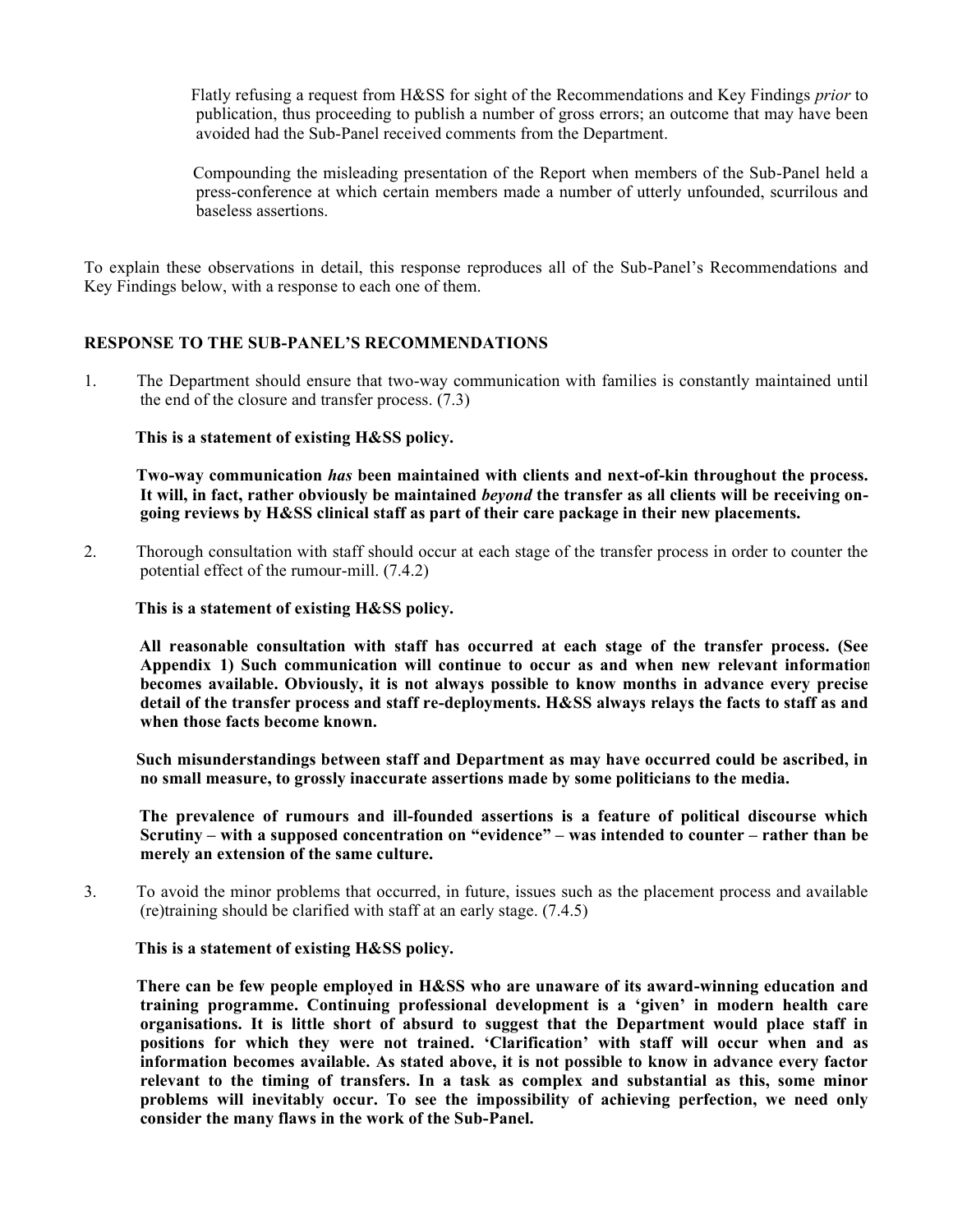Flatly refusing a request from H&SS for sight of the Recommendations and Key Findings *prior* to publication, thus proceeding to publish a number of gross errors; an outcome that may have been avoided had the Sub-Panel received comments from the Department.

Compounding the misleading presentation of the Report when members of the Sub-Panel held a press-conference at which certain members made a number of utterly unfounded, scurrilous and baseless assertions.

To explain these observations in detail, this response reproduces all of the Sub-Panel's Recommendations and Key Findings below, with a response to each one of them.

**RESPONSE TO THE SUB-PANEL'S RECOMMENDATIONS**

1. The Department should ensure that two-way communication with families is constantly maintained until the end of the closure and transfer process. (7.3)

   **This is a statement of existing H&SS policy.**

   **Two-way communication *has* been maintained with clients and next-of-kin throughout the process. It will, in fact, rather obviously be maintained *beyond* the transfer as all clients will be receiving on-going reviews by H&SS clinical staff as part of their care package in their new placements.**

2. Thorough consultation with staff should occur at each stage of the transfer process in order to counter the potential effect of the rumour-mill. (7.4.2)

   **This is a statement of existing H&SS policy.**

   **All reasonable consultation with staff has occurred at each stage of the transfer process. (See Appendix 1) Such communication will continue to occur as and when new relevant information becomes available. Obviously, it is not always possible to know months in advance every precise detail of the transfer process and staff re-deployments. H&SS always relays the facts to staff as and when those facts become known.**

   **Such misunderstandings between staff and Department as may have occurred could be ascribed, in no small measure, to grossly inaccurate assertions made by some politicians to the media.**

   **The prevalence of rumours and ill-founded assertions is a feature of political discourse which Scrutiny – with a supposed concentration on "evidence" – was intended to counter – rather than be merely an extension of the same culture.**

3. To avoid the minor problems that occurred, in future, issues such as the placement process and available (re)training should be clarified with staff at an early stage. (7.4.5)

   **This is a statement of existing H&SS policy.**

   **There can be few people employed in H&SS who are unaware of its award-winning education and training programme. Continuing professional development is a 'given' in modern health care organisations. It is little short of absurd to suggest that the Department would place staff in positions for which they were not trained. 'Clarification' with staff will occur when and as information becomes available. As stated above, it is not possible to know in advance every factor relevant to the timing of transfers. In a task as complex and substantial as this, some minor problems will inevitably occur. To see the impossibility of achieving perfection, we need only consider the many flaws in the work of the Sub-Panel.**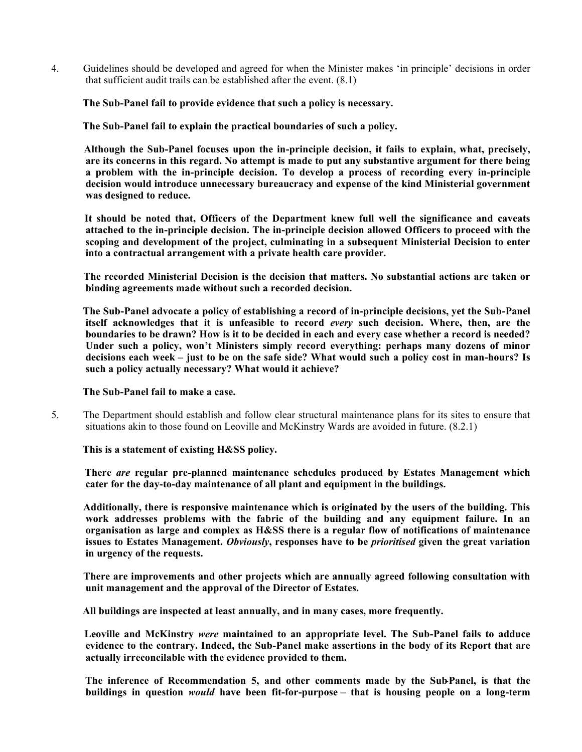4. Guidelines should be developed and agreed for when the Minister makes 'in principle' decisions in order that sufficient audit trails can be established after the event. (8.1)

**The Sub-Panel fail to provide evidence that such a policy is necessary.**

**The Sub-Panel fail to explain the practical boundaries of such a policy.**

**Although the Sub-Panel focuses upon the in-principle decision, it fails to explain, what, precisely, are its concerns in this regard. No attempt is made to put any substantive argument for there being a problem with the in-principle decision. To develop a process of recording every in-principle decision would introduce unnecessary bureaucracy and expense of the kind Ministerial government was designed to reduce.**

**It should be noted that, Officers of the Department knew full well the significance and caveats attached to the in-principle decision. The in-principle decision allowed Officers to proceed with the scoping and development of the project, culminating in a subsequent Ministerial Decision to enter into a contractual arrangement with a private health care provider.**

**The recorded Ministerial Decision is the decision that matters. No substantial actions are taken or binding agreements made without such a recorded decision.**

**The Sub-Panel advocate a policy of establishing a record of in-principle decisions, yet the Sub-Panel itself acknowledges that it is unfeasible to record *every* such decision. Where, then, are the boundaries to be drawn? How is it to be decided in each and every case whether a record is needed? Under such a policy, won't Ministers simply record everything: perhaps many dozens of minor decisions each week – just to be on the safe side? What would such a policy cost in man-hours? Is such a policy actually necessary? What would it achieve?**

**The Sub-Panel fail to make a case.**

5. The Department should establish and follow clear structural maintenance plans for its sites to ensure that situations akin to those found on Leoville and McKinstry Wards are avoided in future. (8.2.1)

**This is a statement of existing H&SS policy.**

**There *are* regular pre-planned maintenance schedules produced by Estates Management which cater for the day-to-day maintenance of all plant and equipment in the buildings.**

**Additionally, there is responsive maintenance which is originated by the users of the building. This work addresses problems with the fabric of the building and any equipment failure. In an organisation as large and complex as H&SS there is a regular flow of notifications of maintenance issues to Estates Management. *Obviously*, responses have to be *prioritised* given the great variation in urgency of the requests.**

**There are improvements and other projects which are annually agreed following consultation with unit management and the approval of the Director of Estates.**

**All buildings are inspected at least annually, and in many cases, more frequently.**

**Leoville and McKinstry *were* maintained to an appropriate level. The Sub-Panel fails to adduce evidence to the contrary. Indeed, the Sub-Panel make assertions in the body of its Report that are actually irreconcilable with the evidence provided to them.**

**The inference of Recommendation 5, and other comments made by the Sub-Panel, is that the buildings in question *would* have been fit-for-purpose – that is housing people on a long-term**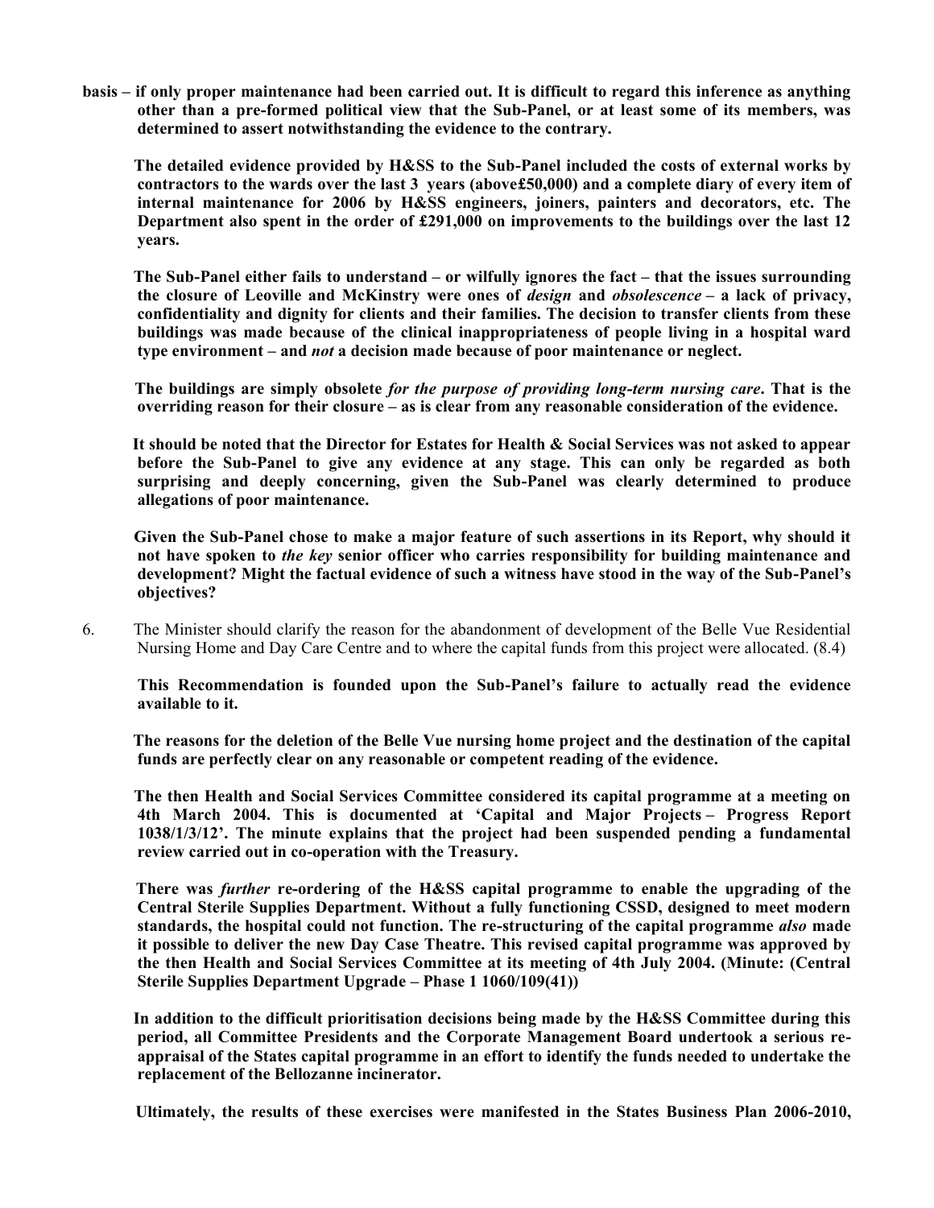**basis – if only proper maintenance had been carried out. It is difficult to regard this inference as anything other than a pre-formed political view that the Sub-Panel, or at least some of its members, was determined to assert notwithstanding the evidence to the contrary.**

**The detailed evidence provided by H&SS to the Sub-Panel included the costs of external works by contractors to the wards over the last 3 years (above£50,000) and a complete diary of every item of internal maintenance for 2006 by H&SS engineers, joiners, painters and decorators, etc. The Department also spent in the order of £291,000 on improvements to the buildings over the last 12 years.**

**The Sub-Panel either fails to understand – or wilfully ignores the fact – that the issues surrounding the closure of Leoville and McKinstry were ones of *design* and *obsolescence* – a lack of privacy, confidentiality and dignity for clients and their families. The decision to transfer clients from these buildings was made because of the clinical inappropriateness of people living in a hospital ward type environment – and *not* a decision made because of poor maintenance or neglect.**

**The buildings are simply obsolete *for the purpose of providing long-term nursing care*. That is the overriding reason for their closure – as is clear from any reasonable consideration of the evidence.**

**It should be noted that the Director for Estates for Health & Social Services was not asked to appear before the Sub-Panel to give any evidence at any stage. This can only be regarded as both surprising and deeply concerning, given the Sub-Panel was clearly determined to produce allegations of poor maintenance.**

**Given the Sub-Panel chose to make a major feature of such assertions in its Report, why should it not have spoken to *the key* senior officer who carries responsibility for building maintenance and development? Might the factual evidence of such a witness have stood in the way of the Sub-Panel's objectives?**

6. The Minister should clarify the reason for the abandonment of development of the Belle Vue Residential Nursing Home and Day Care Centre and to where the capital funds from this project were allocated. (8.4)

**This Recommendation is founded upon the Sub-Panel's failure to actually read the evidence available to it.**

**The reasons for the deletion of the Belle Vue nursing home project and the destination of the capital funds are perfectly clear on any reasonable or competent reading of the evidence.**

**The then Health and Social Services Committee considered its capital programme at a meeting on 4th March 2004. This is documented at 'Capital and Major Projects – Progress Report 1038/1/3/12'. The minute explains that the project had been suspended pending a fundamental review carried out in co-operation with the Treasury.**

**There was *further* re-ordering of the H&SS capital programme to enable the upgrading of the Central Sterile Supplies Department. Without a fully functioning CSSD, designed to meet modern standards, the hospital could not function. The re-structuring of the capital programme *also* made it possible to deliver the new Day Case Theatre. This revised capital programme was approved by the then Health and Social Services Committee at its meeting of 4th July 2004. (Minute: (Central Sterile Supplies Department Upgrade – Phase 1 1060/109(41))**

**In addition to the difficult prioritisation decisions being made by the H&SS Committee during this period, all Committee Presidents and the Corporate Management Board undertook a serious re-appraisal of the States capital programme in an effort to identify the funds needed to undertake the replacement of the Bellozanne incinerator.**

**Ultimately, the results of these exercises were manifested in the States Business Plan 2006-2010,**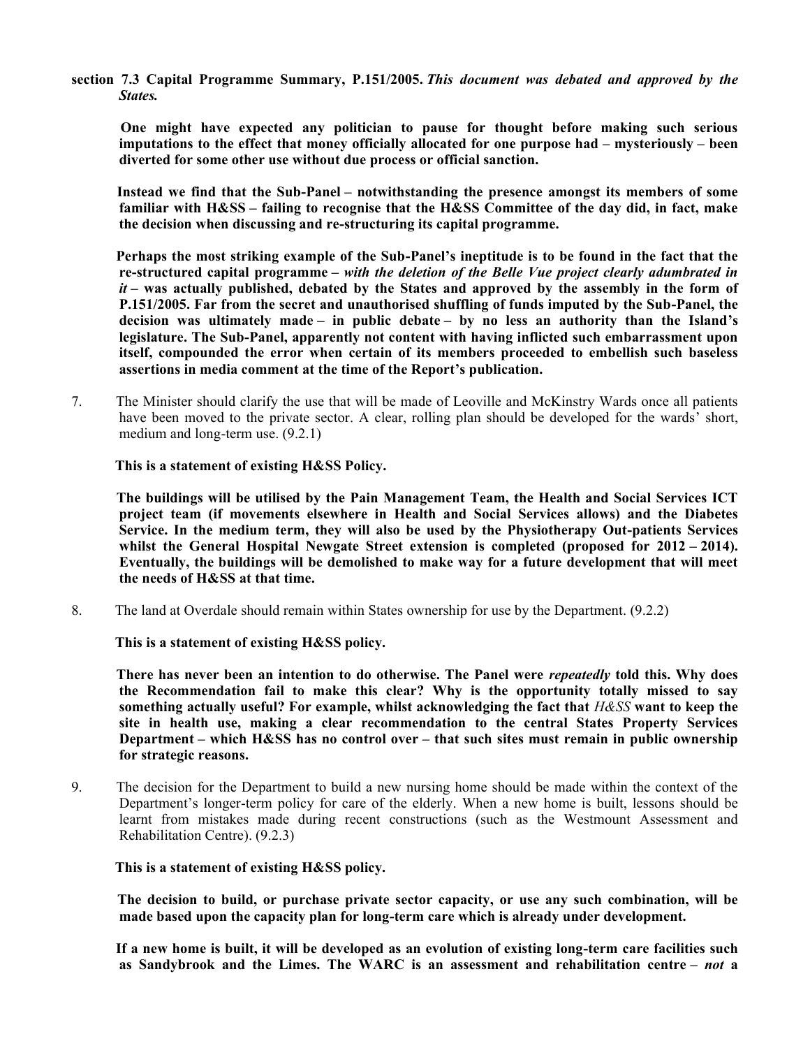**section 7.3 Capital Programme Summary, P.151/2005.** ***This document was debated and approved by the States.***

**One might have expected any politician to pause for thought before making such serious imputations to the effect that money officially allocated for one purpose had – mysteriously – been diverted for some other use without due process or official sanction.**

**Instead we find that the Sub-Panel – notwithstanding the presence amongst its members of some familiar with H&SS – failing to recognise that the H&SS Committee of the day did, in fact, make the decision when discussing and re-structuring its capital programme.**

**Perhaps the most striking example of the Sub-Panel's ineptitude is to be found in the fact that the re-structured capital programme –** ***with the deletion of the Belle Vue project clearly adumbrated in it*** **– was actually published, debated by the States and approved by the assembly in the form of P.151/2005. Far from the secret and unauthorised shuffling of funds imputed by the Sub-Panel, the decision was ultimately made – in public debate – by no less an authority than the Island's legislature. The Sub-Panel, apparently not content with having inflicted such embarrassment upon itself, compounded the error when certain of its members proceeded to embellish such baseless assertions in media comment at the time of the Report's publication.**

7. The Minister should clarify the use that will be made of Leoville and McKinstry Wards once all patients have been moved to the private sector. A clear, rolling plan should be developed for the wards' short, medium and long-term use. (9.2.1)

   **This is a statement of existing H&SS Policy.**

   **The buildings will be utilised by the Pain Management Team, the Health and Social Services ICT project team (if movements elsewhere in Health and Social Services allows) and the Diabetes Service. In the medium term, they will also be used by the Physiotherapy Out-patients Services whilst the General Hospital Newgate Street extension is completed (proposed for 2012 – 2014). Eventually, the buildings will be demolished to make way for a future development that will meet the needs of H&SS at that time.**

8. The land at Overdale should remain within States ownership for use by the Department. (9.2.2)

   **This is a statement of existing H&SS policy.**

   **There has never been an intention to do otherwise. The Panel were** ***repeatedly*** **told this. Why does the Recommendation fail to make this clear? Why is the opportunity totally missed to say something actually useful? For example, whilst acknowledging the fact that** ***H&SS*** **want to keep the site in health use, making a clear recommendation to the central States Property Services Department – which H&SS has no control over – that such sites must remain in public ownership for strategic reasons.**

9. The decision for the Department to build a new nursing home should be made within the context of the Department's longer-term policy for care of the elderly. When a new home is built, lessons should be learnt from mistakes made during recent constructions (such as the Westmount Assessment and Rehabilitation Centre). (9.2.3)

   **This is a statement of existing H&SS policy.**

   **The decision to build, or purchase private sector capacity, or use any such combination, will be made based upon the capacity plan for long-term care which is already under development.**

   **If a new home is built, it will be developed as an evolution of existing long-term care facilities such as Sandybrook and the Limes. The WARC is an assessment and rehabilitation centre –** ***not*** **a**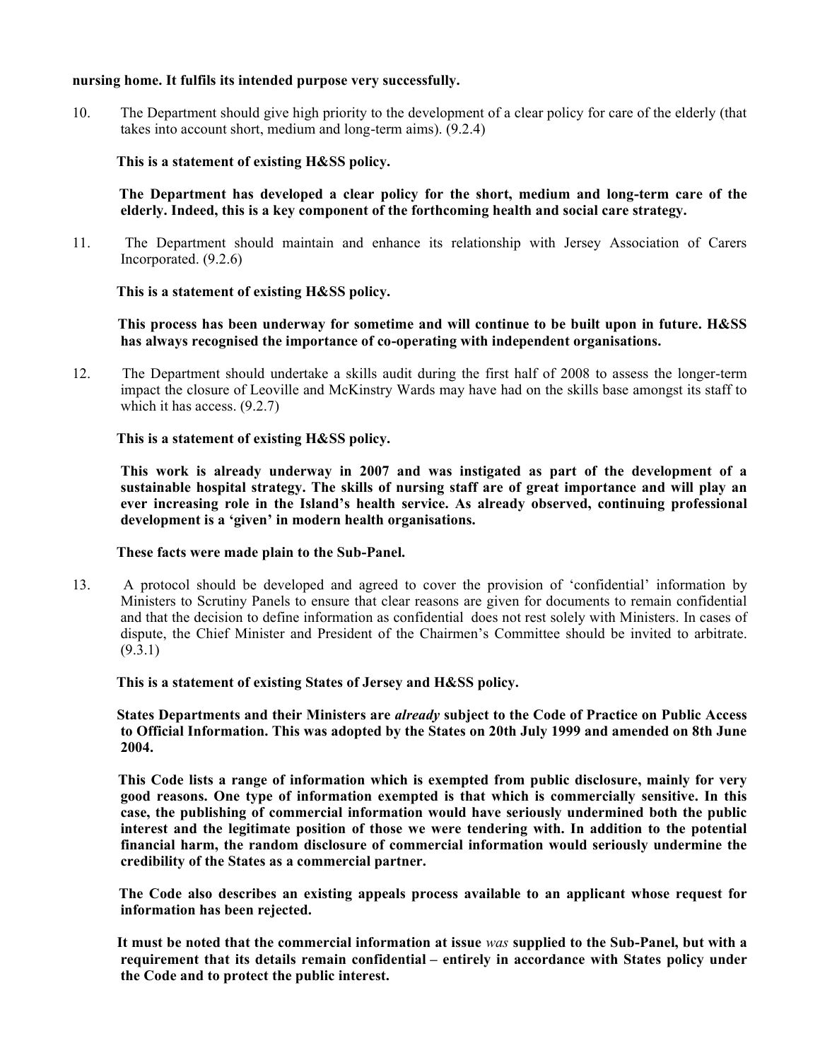**nursing home. It fulfils its intended purpose very successfully.**

10. The Department should give high priority to the development of a clear policy for care of the elderly (that takes into account short, medium and long-term aims). (9.2.4)

    **This is a statement of existing H&SS policy.**

    **The Department has developed a clear policy for the short, medium and long-term care of the elderly. Indeed, this is a key component of the forthcoming health and social care strategy.**

11. The Department should maintain and enhance its relationship with Jersey Association of Carers Incorporated. (9.2.6)

    **This is a statement of existing H&SS policy.**

    **This process has been underway for sometime and will continue to be built upon in future. H&SS has always recognised the importance of co-operating with independent organisations.**

12. The Department should undertake a skills audit during the first half of 2008 to assess the longer-term impact the closure of Leoville and McKinstry Wards may have had on the skills base amongst its staff to which it has access. (9.2.7)

    **This is a statement of existing H&SS policy.**

    **This work is already underway in 2007 and was instigated as part of the development of a sustainable hospital strategy. The skills of nursing staff are of great importance and will play an ever increasing role in the Island's health service. As already observed, continuing professional development is a 'given' in modern health organisations.**

    **These facts were made plain to the Sub-Panel.**

13. A protocol should be developed and agreed to cover the provision of 'confidential' information by Ministers to Scrutiny Panels to ensure that clear reasons are given for documents to remain confidential and that the decision to define information as confidential does not rest solely with Ministers. In cases of dispute, the Chief Minister and President of the Chairmen's Committee should be invited to arbitrate. (9.3.1)

    **This is a statement of existing States of Jersey and H&SS policy.**

    **States Departments and their Ministers are *already* subject to the Code of Practice on Public Access to Official Information. This was adopted by the States on 20th July 1999 and amended on 8th June 2004.**

    **This Code lists a range of information which is exempted from public disclosure, mainly for very good reasons. One type of information exempted is that which is commercially sensitive. In this case, the publishing of commercial information would have seriously undermined both the public interest and the legitimate position of those we were tendering with. In addition to the potential financial harm, the random disclosure of commercial information would seriously undermine the credibility of the States as a commercial partner.**

    **The Code also describes an existing appeals process available to an applicant whose request for information has been rejected.**

    **It must be noted that the commercial information at issue *was* supplied to the Sub-Panel, but with a requirement that its details remain confidential – entirely in accordance with States policy under the Code and to protect the public interest.**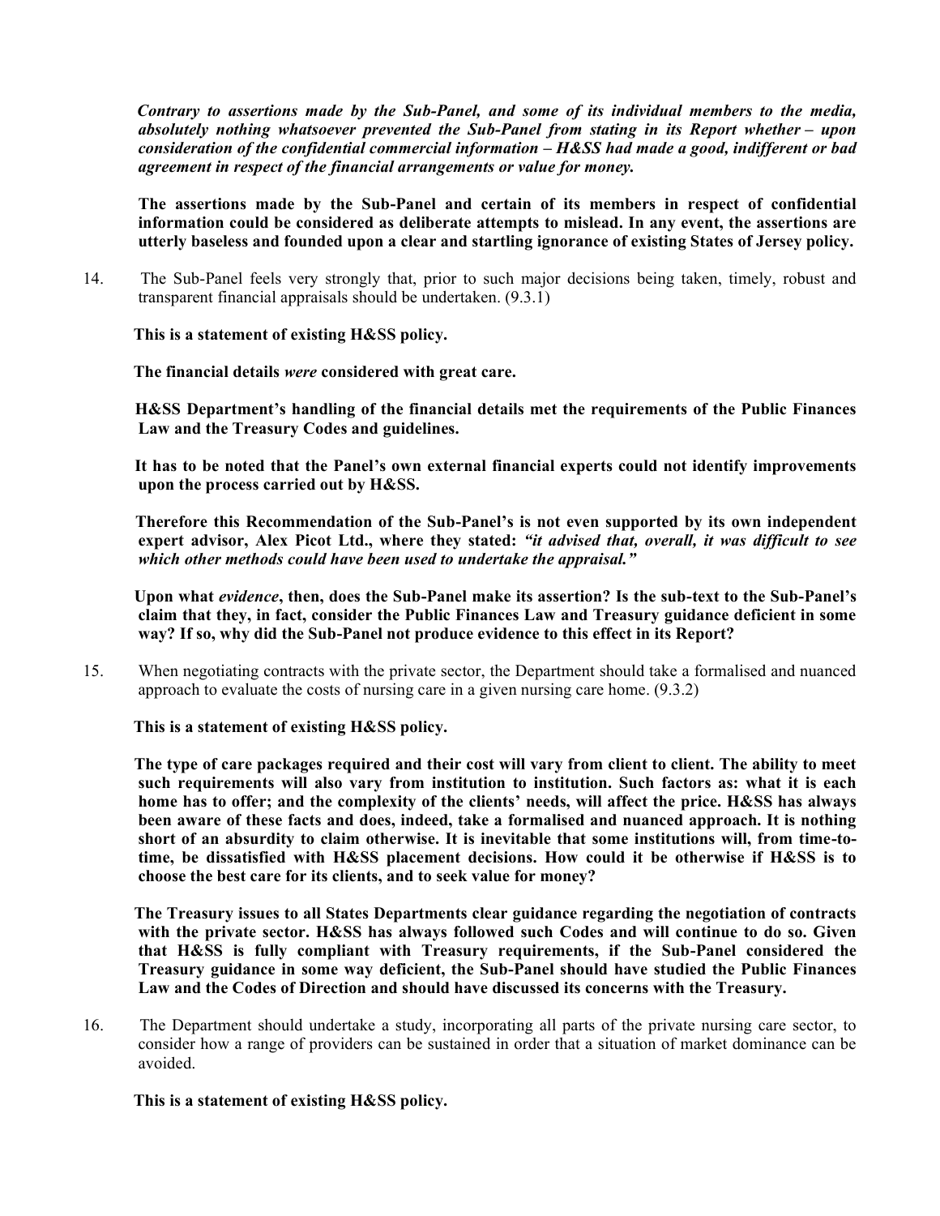***Contrary to assertions made by the Sub-Panel, and some of its individual members to the media, absolutely nothing whatsoever prevented the Sub-Panel from stating in its Report whether – upon consideration of the confidential commercial information – H&SS had made a good, indifferent or bad agreement in respect of the financial arrangements or value for money.***

**The assertions made by the Sub-Panel and certain of its members in respect of confidential information could be considered as deliberate attempts to mislead. In any event, the assertions are utterly baseless and founded upon a clear and startling ignorance of existing States of Jersey policy.**

14. The Sub-Panel feels very strongly that, prior to such major decisions being taken, timely, robust and transparent financial appraisals should be undertaken. (9.3.1)

    **This is a statement of existing H&SS policy.**

    **The financial details *were* considered with great care.**

    **H&SS Department's handling of the financial details met the requirements of the Public Finances Law and the Treasury Codes and guidelines.**

    **It has to be noted that the Panel's own external financial experts could not identify improvements upon the process carried out by H&SS.**

    **Therefore this Recommendation of the Sub-Panel's is not even supported by its own independent expert advisor, Alex Picot Ltd., where they stated: *"it advised that, overall, it was difficult to see which other methods could have been used to undertake the appraisal."***

    **Upon what *evidence*, then, does the Sub-Panel make its assertion? Is the sub-text to the Sub-Panel's claim that they, in fact, consider the Public Finances Law and Treasury guidance deficient in some way? If so, why did the Sub-Panel not produce evidence to this effect in its Report?**

15. When negotiating contracts with the private sector, the Department should take a formalised and nuanced approach to evaluate the costs of nursing care in a given nursing care home. (9.3.2)

    **This is a statement of existing H&SS policy.**

    **The type of care packages required and their cost will vary from client to client. The ability to meet such requirements will also vary from institution to institution. Such factors as: what it is each home has to offer; and the complexity of the clients' needs, will affect the price. H&SS has always been aware of these facts and does, indeed, take a formalised and nuanced approach. It is nothing short of an absurdity to claim otherwise. It is inevitable that some institutions will, from time-to-time, be dissatisfied with H&SS placement decisions. How could it be otherwise if H&SS is to choose the best care for its clients, and to seek value for money?**

    **The Treasury issues to all States Departments clear guidance regarding the negotiation of contracts with the private sector. H&SS has always followed such Codes and will continue to do so. Given that H&SS is fully compliant with Treasury requirements, if the Sub-Panel considered the Treasury guidance in some way deficient, the Sub-Panel should have studied the Public Finances Law and the Codes of Direction and should have discussed its concerns with the Treasury.**

16. The Department should undertake a study, incorporating all parts of the private nursing care sector, to consider how a range of providers can be sustained in order that a situation of market dominance can be avoided.

    **This is a statement of existing H&SS policy.**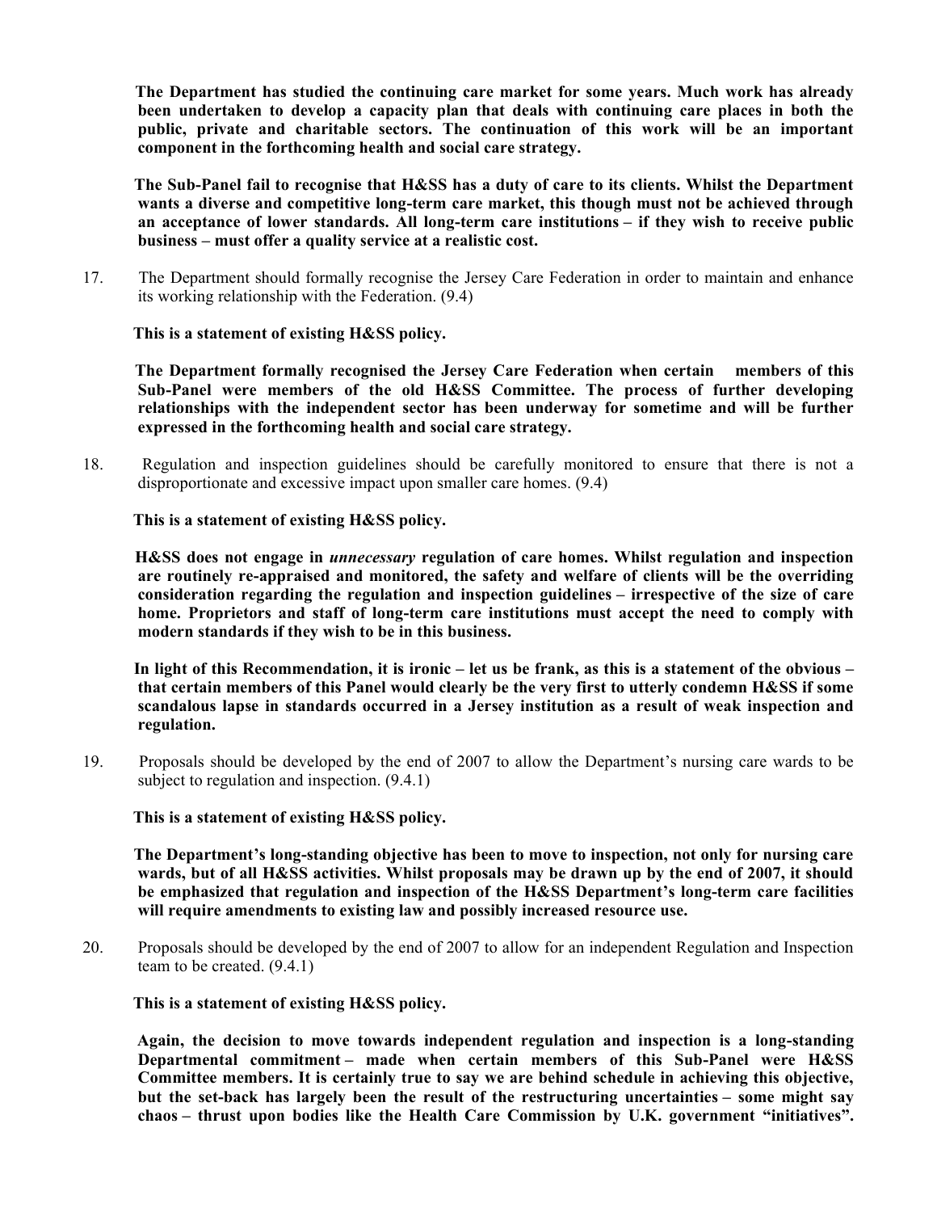**The Department has studied the continuing care market for some years. Much work has already been undertaken to develop a capacity plan that deals with continuing care places in both the public, private and charitable sectors. The continuation of this work will be an important component in the forthcoming health and social care strategy.**

**The Sub-Panel fail to recognise that H&SS has a duty of care to its clients. Whilst the Department wants a diverse and competitive long-term care market, this though must not be achieved through an acceptance of lower standards. All long-term care institutions – if they wish to receive public business – must offer a quality service at a realistic cost.**

17. The Department should formally recognise the Jersey Care Federation in order to maintain and enhance its working relationship with the Federation. (9.4)

    **This is a statement of existing H&SS policy.**

    **The Department formally recognised the Jersey Care Federation when certain members of this Sub-Panel were members of the old H&SS Committee. The process of further developing relationships with the independent sector has been underway for sometime and will be further expressed in the forthcoming health and social care strategy.**

18. Regulation and inspection guidelines should be carefully monitored to ensure that there is not a disproportionate and excessive impact upon smaller care homes. (9.4)

    **This is a statement of existing H&SS policy.**

    **H&SS does not engage in *unnecessary* regulation of care homes. Whilst regulation and inspection are routinely re-appraised and monitored, the safety and welfare of clients will be the overriding consideration regarding the regulation and inspection guidelines – irrespective of the size of care home. Proprietors and staff of long-term care institutions must accept the need to comply with modern standards if they wish to be in this business.**

    **In light of this Recommendation, it is ironic – let us be frank, as this is a statement of the obvious – that certain members of this Panel would clearly be the very first to utterly condemn H&SS if some scandalous lapse in standards occurred in a Jersey institution as a result of weak inspection and regulation.**

19. Proposals should be developed by the end of 2007 to allow the Department's nursing care wards to be subject to regulation and inspection. (9.4.1)

    **This is a statement of existing H&SS policy.**

    **The Department's long-standing objective has been to move to inspection, not only for nursing care wards, but of all H&SS activities. Whilst proposals may be drawn up by the end of 2007, it should be emphasized that regulation and inspection of the H&SS Department's long-term care facilities will require amendments to existing law and possibly increased resource use.**

20. Proposals should be developed by the end of 2007 to allow for an independent Regulation and Inspection team to be created. (9.4.1)

    **This is a statement of existing H&SS policy.**

    **Again, the decision to move towards independent regulation and inspection is a long-standing Departmental commitment – made when certain members of this Sub-Panel were H&SS Committee members. It is certainly true to say we are behind schedule in achieving this objective, but the set-back has largely been the result of the restructuring uncertainties – some might say chaos – thrust upon bodies like the Health Care Commission by U.K. government "initiatives".**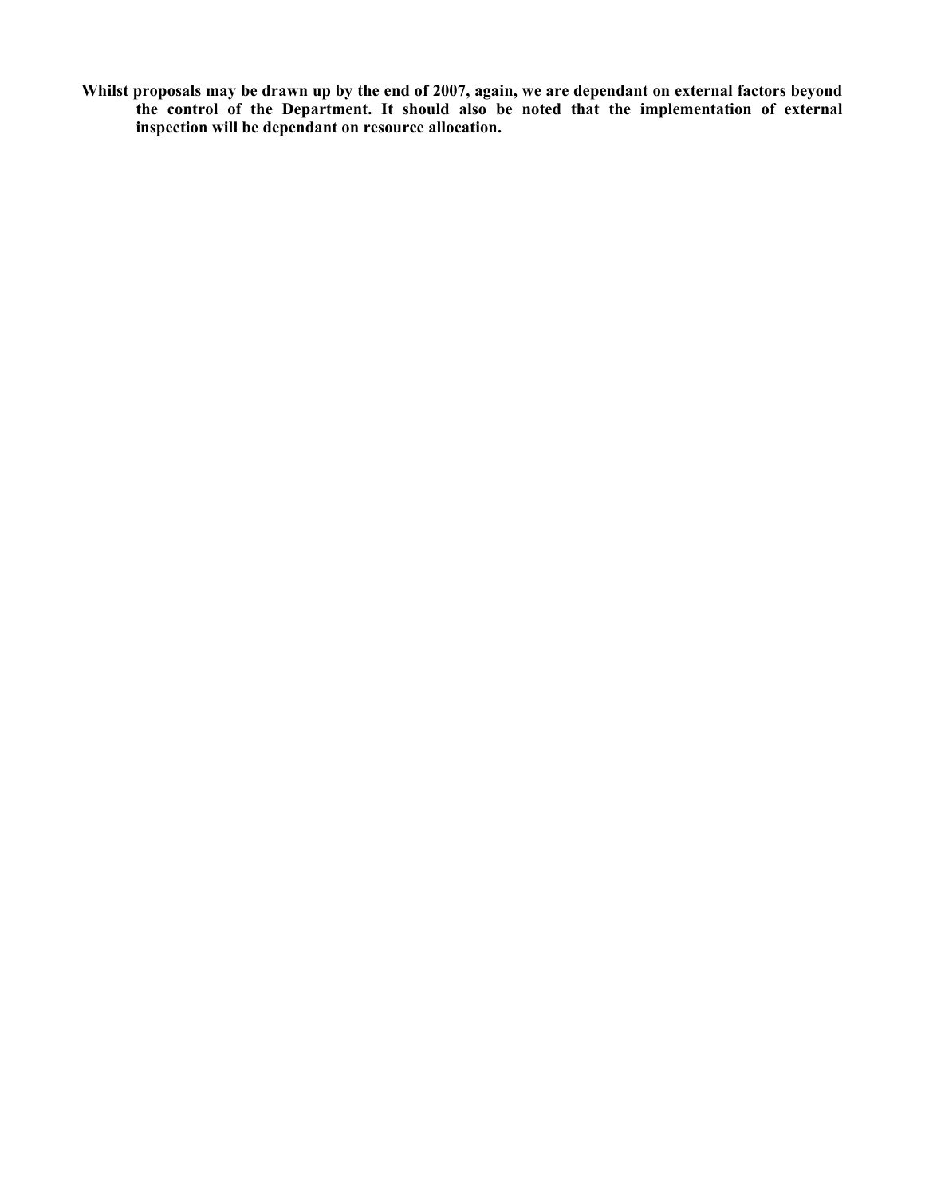**Whilst proposals may be drawn up by the end of 2007, again, we are dependant on external factors beyond the control of the Department. It should also be noted that the implementation of external inspection will be dependant on resource allocation.**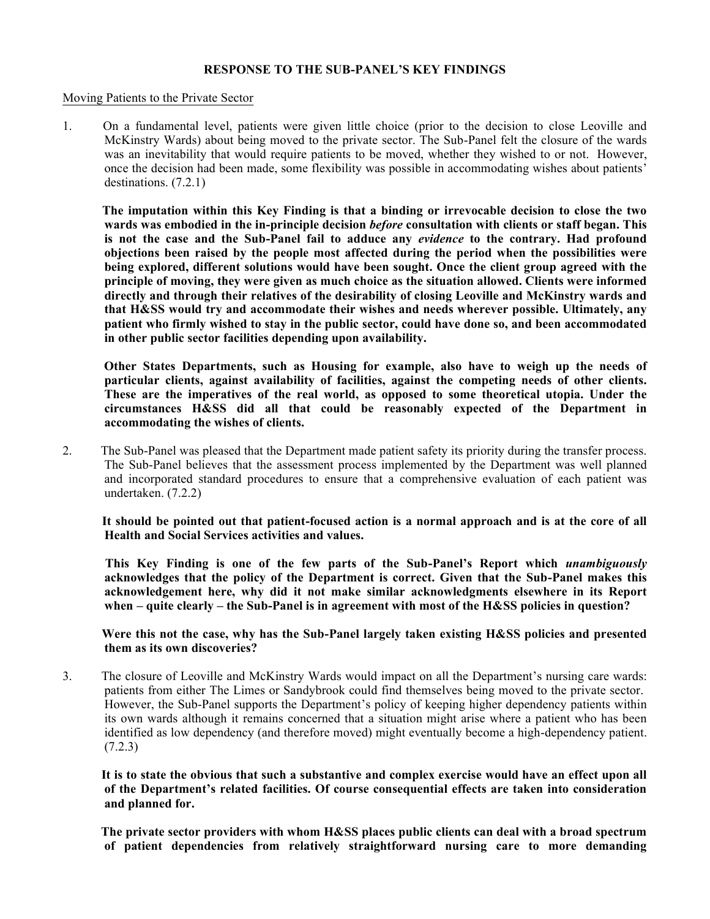**RESPONSE TO THE SUB-PANEL'S KEY FINDINGS**

Moving Patients to the Private Sector

1. On a fundamental level, patients were given little choice (prior to the decision to close Leoville and McKinstry Wards) about being moved to the private sector. The Sub-Panel felt the closure of the wards was an inevitability that would require patients to be moved, whether they wished to or not. However, once the decision had been made, some flexibility was possible in accommodating wishes about patients' destinations. (7.2.1)

   **The imputation within this Key Finding is that a binding or irrevocable decision to close the two wards was embodied in the in-principle decision *before* consultation with clients or staff began. This is not the case and the Sub-Panel fail to adduce any *evidence* to the contrary. Had profound objections been raised by the people most affected during the period when the possibilities were being explored, different solutions would have been sought. Once the client group agreed with the principle of moving, they were given as much choice as the situation allowed. Clients were informed directly and through their relatives of the desirability of closing Leoville and McKinstry wards and that H&SS would try and accommodate their wishes and needs wherever possible. Ultimately, any patient who firmly wished to stay in the public sector, could have done so, and been accommodated in other public sector facilities depending upon availability.**

   **Other States Departments, such as Housing for example, also have to weigh up the needs of particular clients, against availability of facilities, against the competing needs of other clients. These are the imperatives of the real world, as opposed to some theoretical utopia. Under the circumstances H&SS did all that could be reasonably expected of the Department in accommodating the wishes of clients.**

2. The Sub-Panel was pleased that the Department made patient safety its priority during the transfer process. The Sub-Panel believes that the assessment process implemented by the Department was well planned and incorporated standard procedures to ensure that a comprehensive evaluation of each patient was undertaken. (7.2.2)

   **It should be pointed out that patient-focused action is a normal approach and is at the core of all Health and Social Services activities and values.**

   **This Key Finding is one of the few parts of the Sub-Panel's Report which *unambiguously* acknowledges that the policy of the Department is correct. Given that the Sub-Panel makes this acknowledgement here, why did it not make similar acknowledgments elsewhere in its Report when – quite clearly – the Sub-Panel is in agreement with most of the H&SS policies in question?**

   **Were this not the case, why has the Sub-Panel largely taken existing H&SS policies and presented them as its own discoveries?**

3. The closure of Leoville and McKinstry Wards would impact on all the Department's nursing care wards: patients from either The Limes or Sandybrook could find themselves being moved to the private sector. However, the Sub-Panel supports the Department's policy of keeping higher dependency patients within its own wards although it remains concerned that a situation might arise where a patient who has been identified as low dependency (and therefore moved) might eventually become a high-dependency patient. (7.2.3)

   **It is to state the obvious that such a substantive and complex exercise would have an effect upon all of the Department's related facilities. Of course consequential effects are taken into consideration and planned for.**

   **The private sector providers with whom H&SS places public clients can deal with a broad spectrum of patient dependencies from relatively straightforward nursing care to more demanding**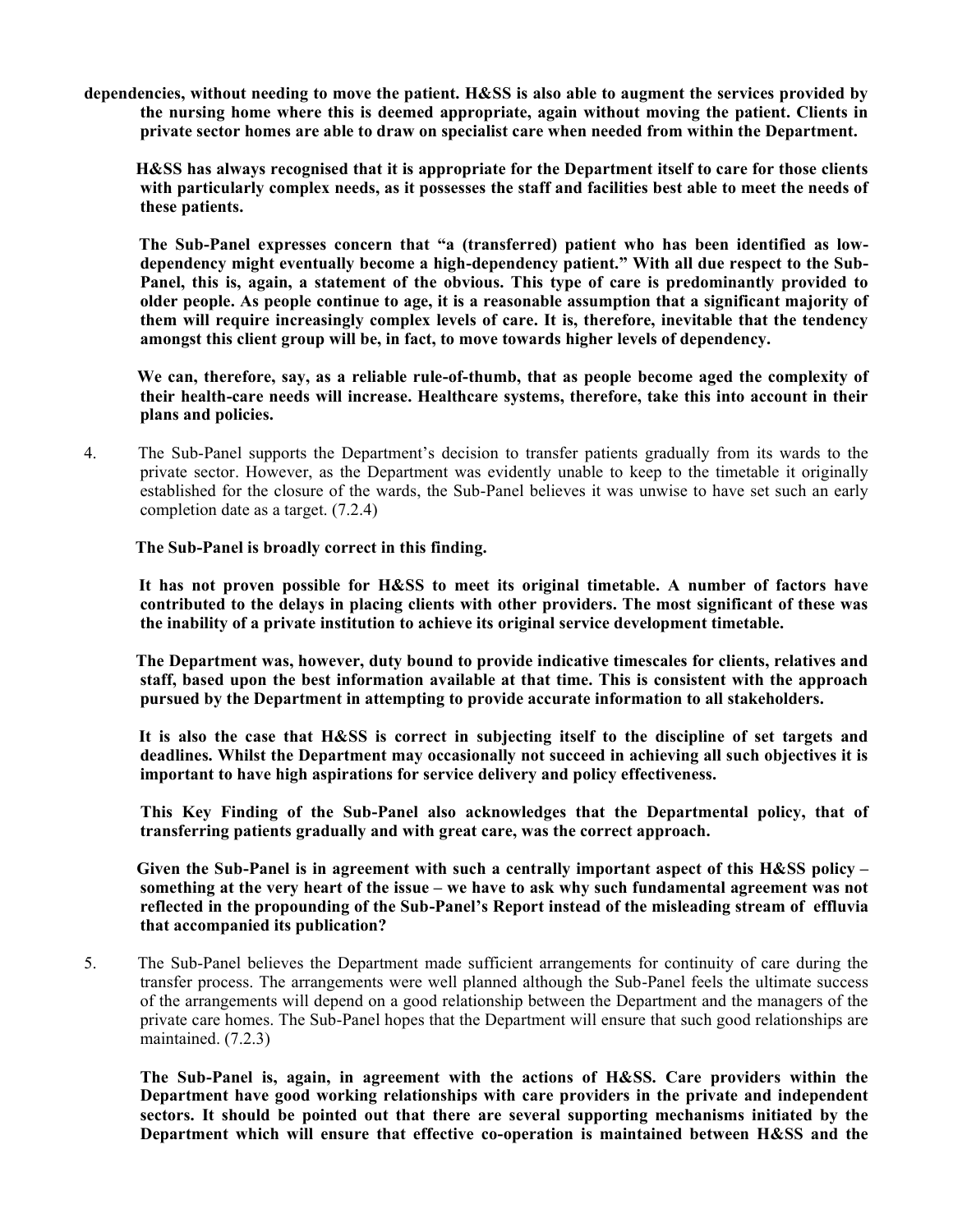**dependencies, without needing to move the patient. H&SS is also able to augment the services provided by the nursing home where this is deemed appropriate, again without moving the patient. Clients in private sector homes are able to draw on specialist care when needed from within the Department.**

**H&SS has always recognised that it is appropriate for the Department itself to care for those clients with particularly complex needs, as it possesses the staff and facilities best able to meet the needs of these patients.**

**The Sub-Panel expresses concern that "a (transferred) patient who has been identified as low-dependency might eventually become a high-dependency patient." With all due respect to the Sub-Panel, this is, again, a statement of the obvious. This type of care is predominantly provided to older people. As people continue to age, it is a reasonable assumption that a significant majority of them will require increasingly complex levels of care. It is, therefore, inevitable that the tendency amongst this client group will be, in fact, to move towards higher levels of dependency.**

**We can, therefore, say, as a reliable rule-of-thumb, that as people become aged the complexity of their health-care needs will increase. Healthcare systems, therefore, take this into account in their plans and policies.**

4. The Sub-Panel supports the Department's decision to transfer patients gradually from its wards to the private sector. However, as the Department was evidently unable to keep to the timetable it originally established for the closure of the wards, the Sub-Panel believes it was unwise to have set such an early completion date as a target. (7.2.4)

   **The Sub-Panel is broadly correct in this finding.**

   **It has not proven possible for H&SS to meet its original timetable. A number of factors have contributed to the delays in placing clients with other providers. The most significant of these was the inability of a private institution to achieve its original service development timetable.**

   **The Department was, however, duty bound to provide indicative timescales for clients, relatives and staff, based upon the best information available at that time. This is consistent with the approach pursued by the Department in attempting to provide accurate information to all stakeholders.**

   **It is also the case that H&SS is correct in subjecting itself to the discipline of set targets and deadlines. Whilst the Department may occasionally not succeed in achieving all such objectives it is important to have high aspirations for service delivery and policy effectiveness.**

   **This Key Finding of the Sub-Panel also acknowledges that the Departmental policy, that of transferring patients gradually and with great care, was the correct approach.**

   **Given the Sub-Panel is in agreement with such a centrally important aspect of this H&SS policy – something at the very heart of the issue – we have to ask why such fundamental agreement was not reflected in the propounding of the Sub-Panel's Report instead of the misleading stream of effluvia that accompanied its publication?**

5. The Sub-Panel believes the Department made sufficient arrangements for continuity of care during the transfer process. The arrangements were well planned although the Sub-Panel feels the ultimate success of the arrangements will depend on a good relationship between the Department and the managers of the private care homes. The Sub-Panel hopes that the Department will ensure that such good relationships are maintained. (7.2.3)

   **The Sub-Panel is, again, in agreement with the actions of H&SS. Care providers within the Department have good working relationships with care providers in the private and independent sectors. It should be pointed out that there are several supporting mechanisms initiated by the Department which will ensure that effective co-operation is maintained between H&SS and the**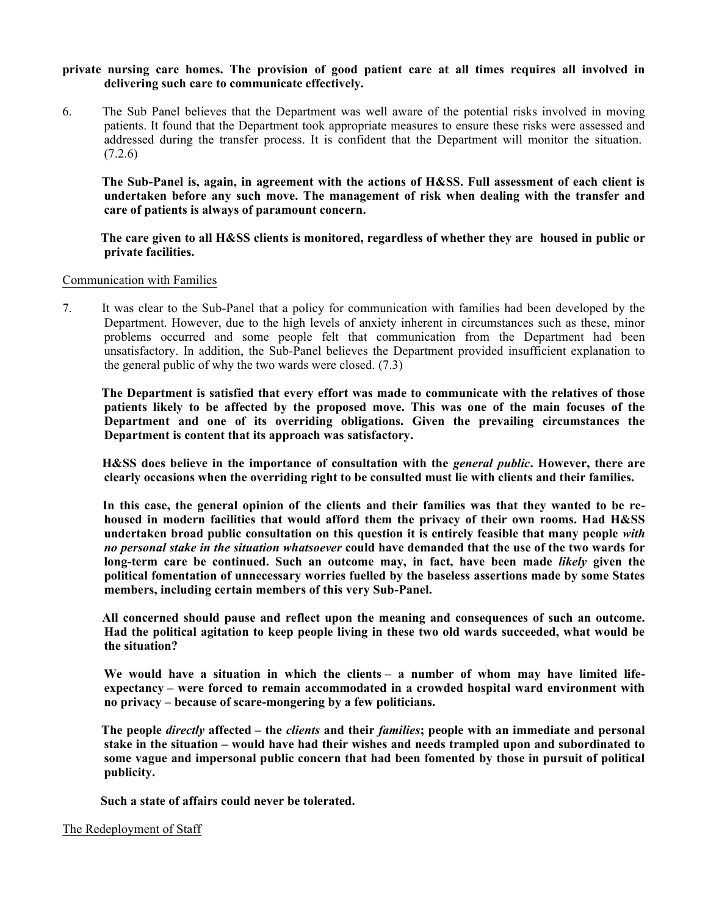**private nursing care homes. The provision of good patient care at all times requires all involved in delivering such care to communicate effectively.**

6. The Sub Panel believes that the Department was well aware of the potential risks involved in moving patients. It found that the Department took appropriate measures to ensure these risks were assessed and addressed during the transfer process. It is confident that the Department will monitor the situation. (7.2.6)

   **The Sub-Panel is, again, in agreement with the actions of H&SS. Full assessment of each client is undertaken before any such move. The management of risk when dealing with the transfer and care of patients is always of paramount concern.**

   **The care given to all H&SS clients is monitored, regardless of whether they are housed in public or private facilities.**

Communication with Families

7. It was clear to the Sub-Panel that a policy for communication with families had been developed by the Department. However, due to the high levels of anxiety inherent in circumstances such as these, minor problems occurred and some people felt that communication from the Department had been unsatisfactory. In addition, the Sub-Panel believes the Department provided insufficient explanation to the general public of why the two wards were closed. (7.3)

   **The Department is satisfied that every effort was made to communicate with the relatives of those patients likely to be affected by the proposed move. This was one of the main focuses of the Department and one of its overriding obligations. Given the prevailing circumstances the Department is content that its approach was satisfactory.**

   **H&SS does believe in the importance of consultation with the *general public*. However, there are clearly occasions when the overriding right to be consulted must lie with clients and their families.**

   **In this case, the general opinion of the clients and their families was that they wanted to be re-housed in modern facilities that would afford them the privacy of their own rooms. Had H&SS undertaken broad public consultation on this question it is entirely feasible that many people *with no personal stake in the situation whatsoever* could have demanded that the use of the two wards for long-term care be continued. Such an outcome may, in fact, have been made *likely* given the political fomentation of unnecessary worries fuelled by the baseless assertions made by some States members, including certain members of this very Sub-Panel.**

   **All concerned should pause and reflect upon the meaning and consequences of such an outcome. Had the political agitation to keep people living in these two old wards succeeded, what would be the situation?**

   **We would have a situation in which the clients – a number of whom may have limited life-expectancy – were forced to remain accommodated in a crowded hospital ward environment with no privacy – because of scare-mongering by a few politicians.**

   **The people *directly* affected – the *clients* and their *families*; people with an immediate and personal stake in the situation – would have had their wishes and needs trampled upon and subordinated to some vague and impersonal public concern that had been fomented by those in pursuit of political publicity.**

   **Such a state of affairs could never be tolerated.**

The Redeployment of Staff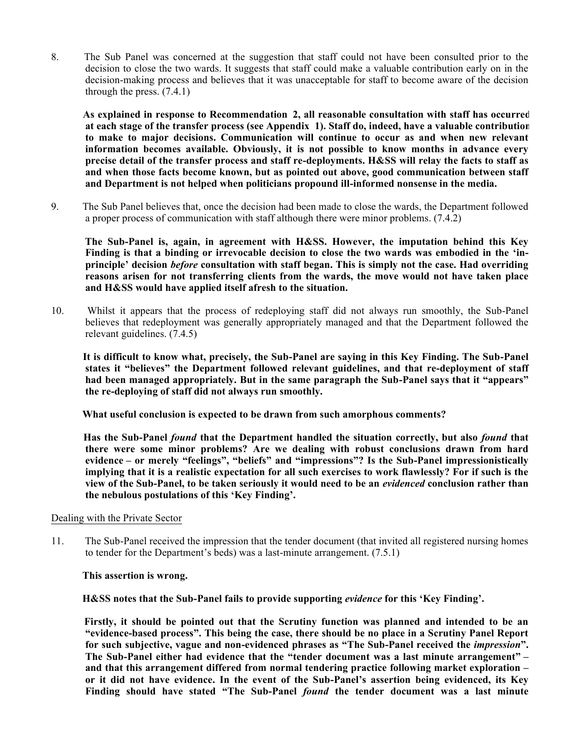8. The Sub Panel was concerned at the suggestion that staff could not have been consulted prior to the decision to close the two wards. It suggests that staff could make a valuable contribution early on in the decision-making process and believes that it was unacceptable for staff to become aware of the decision through the press. (7.4.1)

   **As explained in response to Recommendation 2, all reasonable consultation with staff has occurred at each stage of the transfer process (see Appendix 1). Staff do, indeed, have a valuable contribution to make to major decisions. Communication will continue to occur as and when new relevant information becomes available. Obviously, it is not possible to know months in advance every precise detail of the transfer process and staff re-deployments. H&SS will relay the facts to staff as and when those facts become known, but as pointed out above, good communication between staff and Department is not helped when politicians propound ill-informed nonsense in the media.**

9. The Sub Panel believes that, once the decision had been made to close the wards, the Department followed a proper process of communication with staff although there were minor problems. (7.4.2)

   **The Sub-Panel is, again, in agreement with H&SS. However, the imputation behind this Key Finding is that a binding or irrevocable decision to close the two wards was embodied in the 'in-principle' decision *before* consultation with staff began. This is simply not the case. Had overriding reasons arisen for not transferring clients from the wards, the move would not have taken place and H&SS would have applied itself afresh to the situation.**

10. Whilst it appears that the process of redeploying staff did not always run smoothly, the Sub-Panel believes that redeployment was generally appropriately managed and that the Department followed the relevant guidelines. (7.4.5)

    **It is difficult to know what, precisely, the Sub-Panel are saying in this Key Finding. The Sub-Panel states it "believes" the Department followed relevant guidelines, and that re-deployment of staff had been managed appropriately. But in the same paragraph the Sub-Panel says that it "appears" the re-deploying of staff did not always run smoothly.**

    **What useful conclusion is expected to be drawn from such amorphous comments?**

    **Has the Sub-Panel *found* that the Department handled the situation correctly, but also *found* that there were some minor problems? Are we dealing with robust conclusions drawn from hard evidence – or merely "feelings", "beliefs" and "impressions"? Is the Sub-Panel impressionistically implying that it is a realistic expectation for all such exercises to work flawlessly? For if such is the view of the Sub-Panel, to be taken seriously it would need to be an *evidenced* conclusion rather than the nebulous postulations of this 'Key Finding'.**

Dealing with the Private Sector

11. The Sub-Panel received the impression that the tender document (that invited all registered nursing homes to tender for the Department's beds) was a last-minute arrangement. (7.5.1)

    **This assertion is wrong.**

    **H&SS notes that the Sub-Panel fails to provide supporting *evidence* for this 'Key Finding'.**

    **Firstly, it should be pointed out that the Scrutiny function was planned and intended to be an "evidence-based process". This being the case, there should be no place in a Scrutiny Panel Report for such subjective, vague and non-evidenced phrases as "The Sub-Panel received the *impression*". The Sub-Panel either had evidence that the "tender document was a last minute arrangement" – and that this arrangement differed from normal tendering practice following market exploration – or it did not have evidence. In the event of the Sub-Panel's assertion being evidenced, its Key Finding should have stated "The Sub-Panel *found* the tender document was a last minute**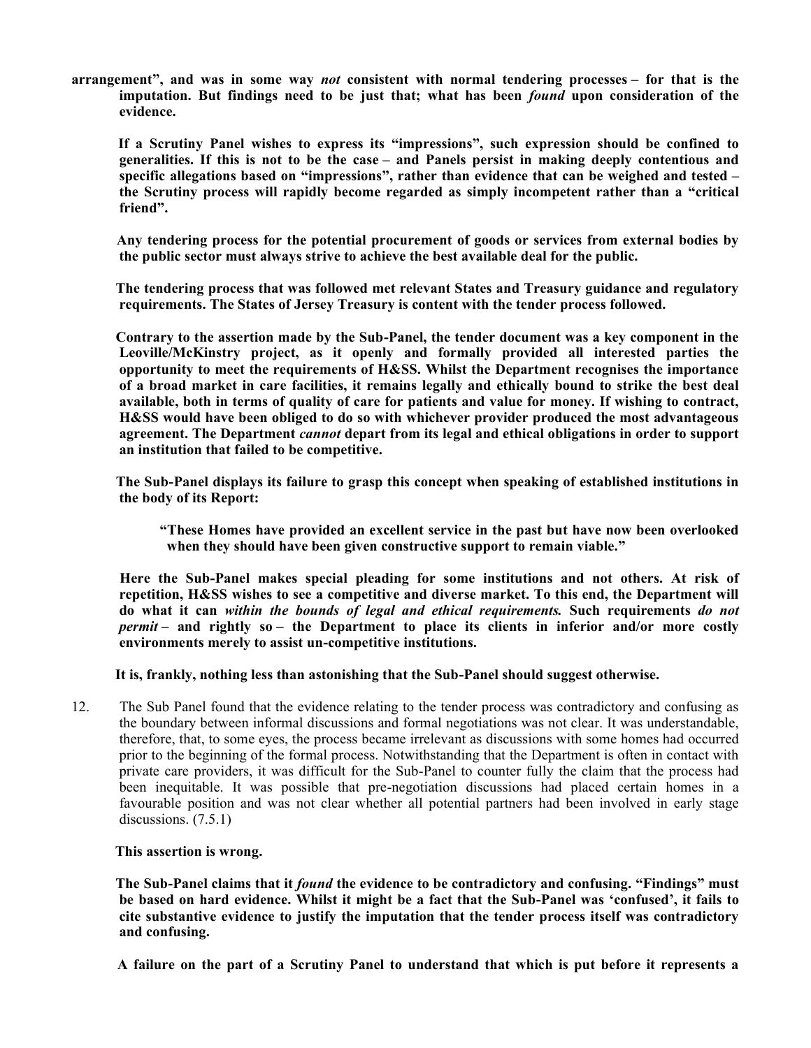**arrangement", and was in some way *not* consistent with normal tendering processes – for that is the imputation. But findings need to be just that; what has been *found* upon consideration of the evidence.**

**If a Scrutiny Panel wishes to express its "impressions", such expression should be confined to generalities. If this is not to be the case – and Panels persist in making deeply contentious and specific allegations based on "impressions", rather than evidence that can be weighed and tested – the Scrutiny process will rapidly become regarded as simply incompetent rather than a "critical friend".**

**Any tendering process for the potential procurement of goods or services from external bodies by the public sector must always strive to achieve the best available deal for the public.**

**The tendering process that was followed met relevant States and Treasury guidance and regulatory requirements. The States of Jersey Treasury is content with the tender process followed.**

**Contrary to the assertion made by the Sub-Panel, the tender document was a key component in the Leoville/McKinstry project, as it openly and formally provided all interested parties the opportunity to meet the requirements of H&SS. Whilst the Department recognises the importance of a broad market in care facilities, it remains legally and ethically bound to strike the best deal available, both in terms of quality of care for patients and value for money. If wishing to contract, H&SS would have been obliged to do so with whichever provider produced the most advantageous agreement. The Department *cannot* depart from its legal and ethical obligations in order to support an institution that failed to be competitive.**

**The Sub-Panel displays its failure to grasp this concept when speaking of established institutions in the body of its Report:**

> **"These Homes have provided an excellent service in the past but have now been overlooked when they should have been given constructive support to remain viable."**

**Here the Sub-Panel makes special pleading for some institutions and not others. At risk of repetition, H&SS wishes to see a competitive and diverse market. To this end, the Department will do what it can *within the bounds of legal and ethical requirements.* Such requirements *do not permit* – and rightly so – the Department to place its clients in inferior and/or more costly environments merely to assist un-competitive institutions.**

**It is, frankly, nothing less than astonishing that the Sub-Panel should suggest otherwise.**

12. The Sub Panel found that the evidence relating to the tender process was contradictory and confusing as the boundary between informal discussions and formal negotiations was not clear. It was understandable, therefore, that, to some eyes, the process became irrelevant as discussions with some homes had occurred prior to the beginning of the formal process. Notwithstanding that the Department is often in contact with private care providers, it was difficult for the Sub-Panel to counter fully the claim that the process had been inequitable. It was possible that pre-negotiation discussions had placed certain homes in a favourable position and was not clear whether all potential partners had been involved in early stage discussions. (7.5.1)

**This assertion is wrong.**

**The Sub-Panel claims that it *found* the evidence to be contradictory and confusing. "Findings" must be based on hard evidence. Whilst it might be a fact that the Sub-Panel was 'confused', it fails to cite substantive evidence to justify the imputation that the tender process itself was contradictory and confusing.**

**A failure on the part of a Scrutiny Panel to understand that which is put before it represents a**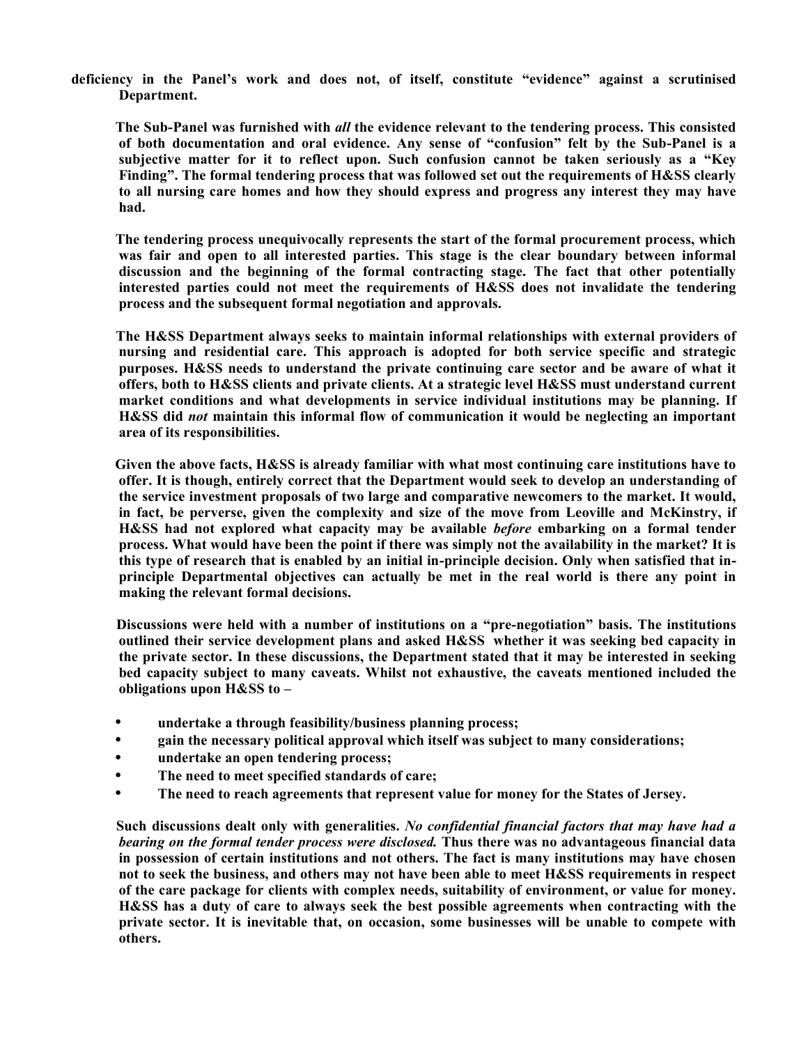**deficiency in the Panel's work and does not, of itself, constitute "evidence" against a scrutinised Department.**

**The Sub-Panel was furnished with *all* the evidence relevant to the tendering process. This consisted of both documentation and oral evidence. Any sense of "confusion" felt by the Sub-Panel is a subjective matter for it to reflect upon. Such confusion cannot be taken seriously as a "Key Finding". The formal tendering process that was followed set out the requirements of H&SS clearly to all nursing care homes and how they should express and progress any interest they may have had.**

**The tendering process unequivocally represents the start of the formal procurement process, which was fair and open to all interested parties. This stage is the clear boundary between informal discussion and the beginning of the formal contracting stage. The fact that other potentially interested parties could not meet the requirements of H&SS does not invalidate the tendering process and the subsequent formal negotiation and approvals.**

**The H&SS Department always seeks to maintain informal relationships with external providers of nursing and residential care. This approach is adopted for both service specific and strategic purposes. H&SS needs to understand the private continuing care sector and be aware of what it offers, both to H&SS clients and private clients. At a strategic level H&SS must understand current market conditions and what developments in service individual institutions may be planning. If H&SS did *not* maintain this informal flow of communication it would be neglecting an important area of its responsibilities.**

**Given the above facts, H&SS is already familiar with what most continuing care institutions have to offer. It is though, entirely correct that the Department would seek to develop an understanding of the service investment proposals of two large and comparative newcomers to the market. It would, in fact, be perverse, given the complexity and size of the move from Leoville and McKinstry, if H&SS had not explored what capacity may be available *before* embarking on a formal tender process. What would have been the point if there was simply not the availability in the market? It is this type of research that is enabled by an initial in-principle decision. Only when satisfied that in-principle Departmental objectives can actually be met in the real world is there any point in making the relevant formal decisions.**

**Discussions were held with a number of institutions on a "pre-negotiation" basis. The institutions outlined their service development plans and asked H&SS whether it was seeking bed capacity in the private sector. In these discussions, the Department stated that it may be interested in seeking bed capacity subject to many caveats. Whilst not exhaustive, the caveats mentioned included the obligations upon H&SS to –**

- **undertake a through feasibility/business planning process;**
- **gain the necessary political approval which itself was subject to many considerations;**
- **undertake an open tendering process;**
- **The need to meet specified standards of care;**
- **The need to reach agreements that represent value for money for the States of Jersey.**

**Such discussions dealt only with generalities. *No confidential financial factors that may have had a bearing on the formal tender process were disclosed.* Thus there was no advantageous financial data in possession of certain institutions and not others. The fact is many institutions may have chosen not to seek the business, and others may not have been able to meet H&SS requirements in respect of the care package for clients with complex needs, suitability of environment, or value for money. H&SS has a duty of care to always seek the best possible agreements when contracting with the private sector. It is inevitable that, on occasion, some businesses will be unable to compete with others.**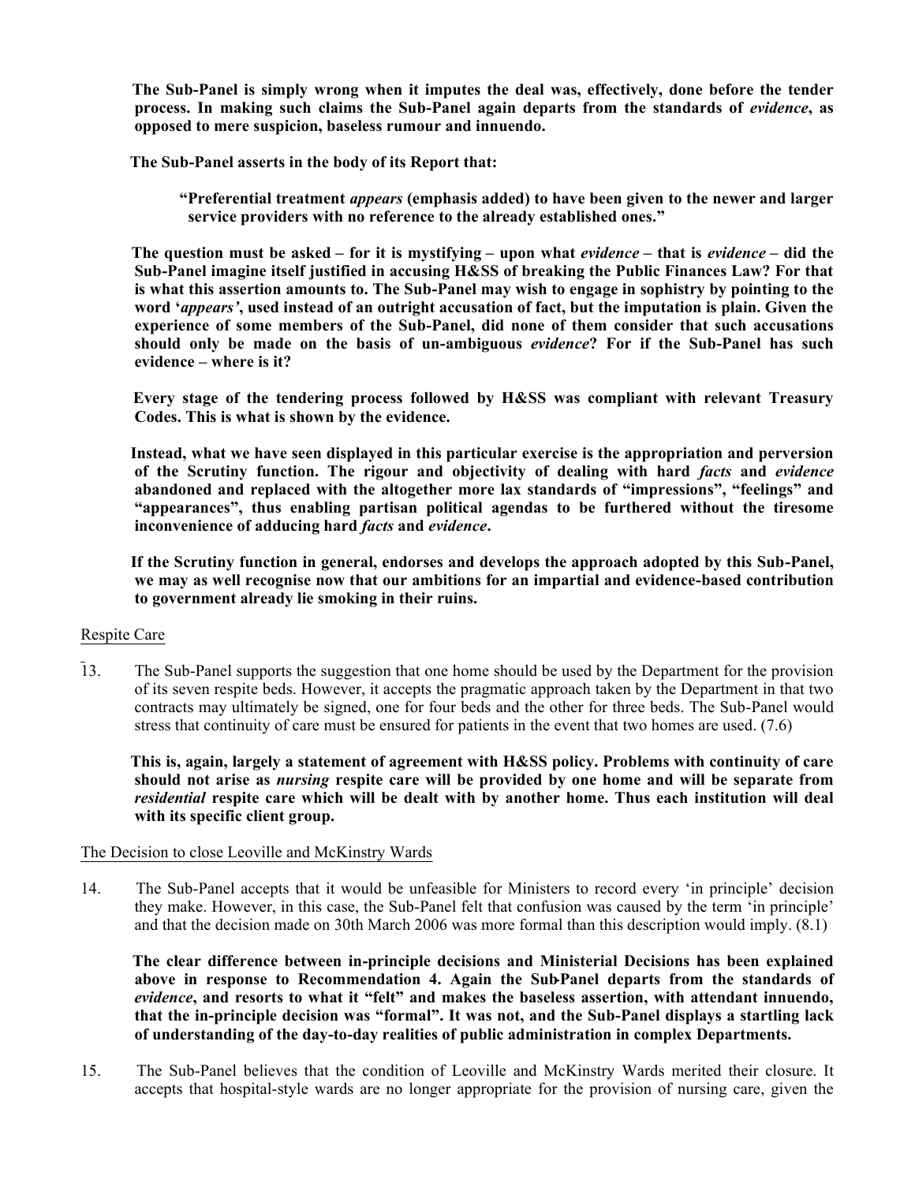**The Sub-Panel is simply wrong when it imputes the deal was, effectively, done before the tender process. In making such claims the Sub-Panel again departs from the standards of *evidence*, as opposed to mere suspicion, baseless rumour and innuendo.**

**The Sub-Panel asserts in the body of its Report that:**

> **"Preferential treatment *appears* (emphasis added) to have been given to the newer and larger service providers with no reference to the already established ones."**

**The question must be asked – for it is mystifying – upon what *evidence* – that is *evidence* – did the Sub-Panel imagine itself justified in accusing H&SS of breaking the Public Finances Law? For that is what this assertion amounts to. The Sub-Panel may wish to engage in sophistry by pointing to the word '*appears*', used instead of an outright accusation of fact, but the imputation is plain. Given the experience of some members of the Sub-Panel, did none of them consider that such accusations should only be made on the basis of un-ambiguous *evidence*? For if the Sub-Panel has such evidence – where is it?**

**Every stage of the tendering process followed by H&SS was compliant with relevant Treasury Codes. This is what is shown by the evidence.**

**Instead, what we have seen displayed in this particular exercise is the appropriation and perversion of the Scrutiny function. The rigour and objectivity of dealing with hard *facts* and *evidence* abandoned and replaced with the altogether more lax standards of "impressions", "feelings" and "appearances", thus enabling partisan political agendas to be furthered without the tiresome inconvenience of adducing hard *facts* and *evidence*.**

**If the Scrutiny function in general, endorses and develops the approach adopted by this Sub-Panel, we may as well recognise now that our ambitions for an impartial and evidence-based contribution to government already lie smoking in their ruins.**

Respite Care

13. The Sub-Panel supports the suggestion that one home should be used by the Department for the provision of its seven respite beds. However, it accepts the pragmatic approach taken by the Department in that two contracts may ultimately be signed, one for four beds and the other for three beds. The Sub-Panel would stress that continuity of care must be ensured for patients in the event that two homes are used. (7.6)

    **This is, again, largely a statement of agreement with H&SS policy. Problems with continuity of care should not arise as *nursing* respite care will be provided by one home and will be separate from *residential* respite care which will be dealt with by another home. Thus each institution will deal with its specific client group.**

The Decision to close Leoville and McKinstry Wards

14. The Sub-Panel accepts that it would be unfeasible for Ministers to record every 'in principle' decision they make. However, in this case, the Sub-Panel felt that confusion was caused by the term 'in principle' and that the decision made on 30th March 2006 was more formal than this description would imply. (8.1)

    **The clear difference between in-principle decisions and Ministerial Decisions has been explained above in response to Recommendation 4. Again the Sub-Panel departs from the standards of *evidence*, and resorts to what it "felt" and makes the baseless assertion, with attendant innuendo, that the in-principle decision was "formal". It was not, and the Sub-Panel displays a startling lack of understanding of the day-to-day realities of public administration in complex Departments.**

15. The Sub-Panel believes that the condition of Leoville and McKinstry Wards merited their closure. It accepts that hospital-style wards are no longer appropriate for the provision of nursing care, given the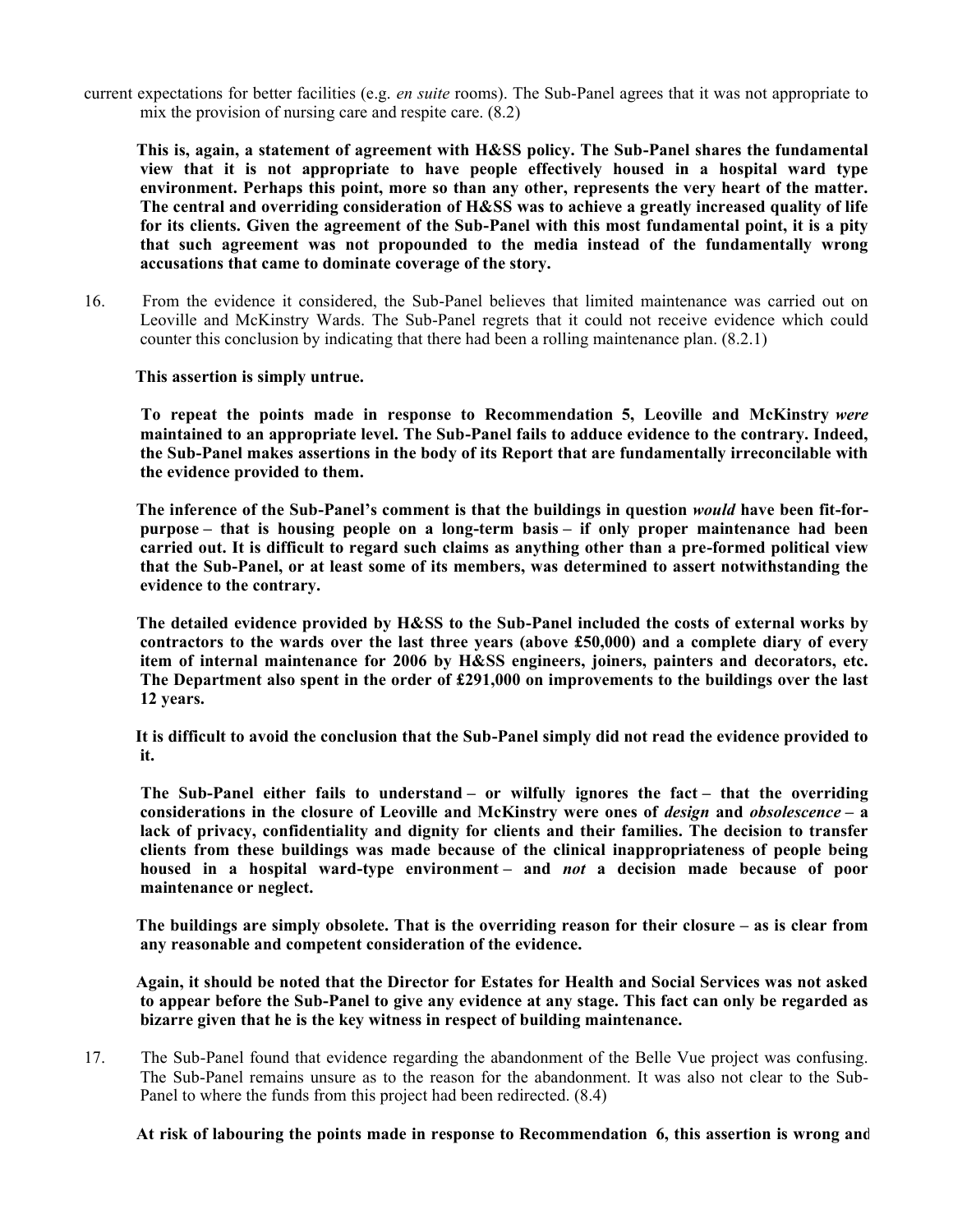current expectations for better facilities (e.g. *en suite* rooms). The Sub-Panel agrees that it was not appropriate to mix the provision of nursing care and respite care. (8.2)

**This is, again, a statement of agreement with H&SS policy. The Sub-Panel shares the fundamental view that it is not appropriate to have people effectively housed in a hospital ward type environment. Perhaps this point, more so than any other, represents the very heart of the matter. The central and overriding consideration of H&SS was to achieve a greatly increased quality of life for its clients. Given the agreement of the Sub-Panel with this most fundamental point, it is a pity that such agreement was not propounded to the media instead of the fundamentally wrong accusations that came to dominate coverage of the story.**

16. From the evidence it considered, the Sub-Panel believes that limited maintenance was carried out on Leoville and McKinstry Wards. The Sub-Panel regrets that it could not receive evidence which could counter this conclusion by indicating that there had been a rolling maintenance plan. (8.2.1)

**This assertion is simply untrue.**

**To repeat the points made in response to Recommendation 5, Leoville and McKinstry *were* maintained to an appropriate level. The Sub-Panel fails to adduce evidence to the contrary. Indeed, the Sub-Panel makes assertions in the body of its Report that are fundamentally irreconcilable with the evidence provided to them.**

**The inference of the Sub-Panel's comment is that the buildings in question *would* have been fit-for-purpose – that is housing people on a long-term basis – if only proper maintenance had been carried out. It is difficult to regard such claims as anything other than a pre-formed political view that the Sub-Panel, or at least some of its members, was determined to assert notwithstanding the evidence to the contrary.**

**The detailed evidence provided by H&SS to the Sub-Panel included the costs of external works by contractors to the wards over the last three years (above £50,000) and a complete diary of every item of internal maintenance for 2006 by H&SS engineers, joiners, painters and decorators, etc. The Department also spent in the order of £291,000 on improvements to the buildings over the last 12 years.**

**It is difficult to avoid the conclusion that the Sub-Panel simply did not read the evidence provided to it.**

**The Sub-Panel either fails to understand – or wilfully ignores the fact – that the overriding considerations in the closure of Leoville and McKinstry were ones of *design* and *obsolescence* – a lack of privacy, confidentiality and dignity for clients and their families. The decision to transfer clients from these buildings was made because of the clinical inappropriateness of people being housed in a hospital ward-type environment – and *not* a decision made because of poor maintenance or neglect.**

**The buildings are simply obsolete. That is the overriding reason for their closure – as is clear from any reasonable and competent consideration of the evidence.**

**Again, it should be noted that the Director for Estates for Health and Social Services was not asked to appear before the Sub-Panel to give any evidence at any stage. This fact can only be regarded as bizarre given that he is the key witness in respect of building maintenance.**

17. The Sub-Panel found that evidence regarding the abandonment of the Belle Vue project was confusing. The Sub-Panel remains unsure as to the reason for the abandonment. It was also not clear to the Sub-Panel to where the funds from this project had been redirected. (8.4)

**At risk of labouring the points made in response to Recommendation 6, this assertion is wrong and**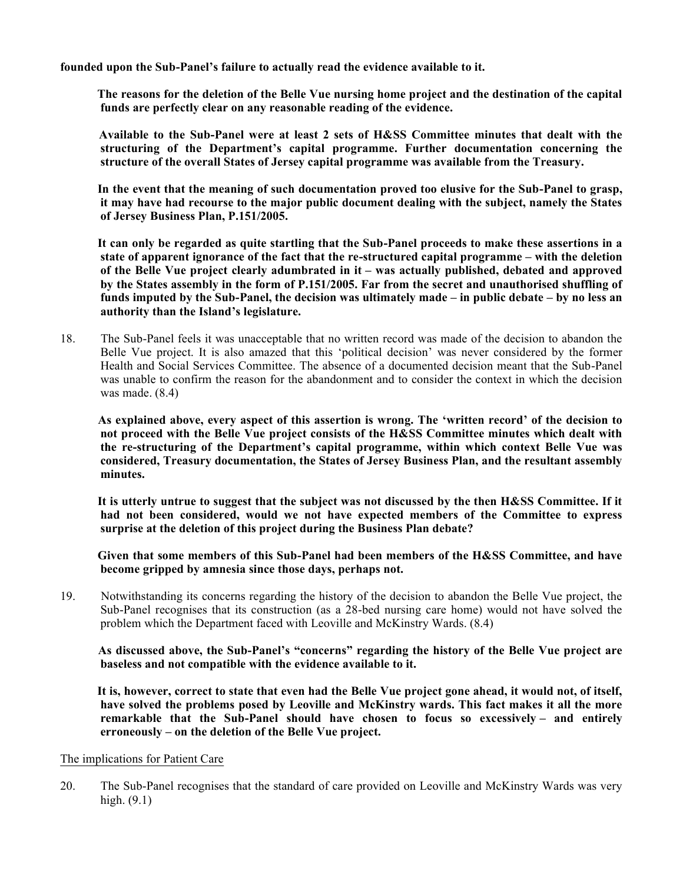**founded upon the Sub-Panel's failure to actually read the evidence available to it.**

**The reasons for the deletion of the Belle Vue nursing home project and the destination of the capital funds are perfectly clear on any reasonable reading of the evidence.**

**Available to the Sub-Panel were at least 2 sets of H&SS Committee minutes that dealt with the structuring of the Department's capital programme. Further documentation concerning the structure of the overall States of Jersey capital programme was available from the Treasury.**

**In the event that the meaning of such documentation proved too elusive for the Sub-Panel to grasp, it may have had recourse to the major public document dealing with the subject, namely the States of Jersey Business Plan, P.151/2005.**

**It can only be regarded as quite startling that the Sub-Panel proceeds to make these assertions in a state of apparent ignorance of the fact that the re-structured capital programme – with the deletion of the Belle Vue project clearly adumbrated in it – was actually published, debated and approved by the States assembly in the form of P.151/2005. Far from the secret and unauthorised shuffling of funds imputed by the Sub-Panel, the decision was ultimately made – in public debate – by no less an authority than the Island's legislature.**

18. The Sub-Panel feels it was unacceptable that no written record was made of the decision to abandon the Belle Vue project. It is also amazed that this 'political decision' was never considered by the former Health and Social Services Committee. The absence of a documented decision meant that the Sub-Panel was unable to confirm the reason for the abandonment and to consider the context in which the decision was made. (8.4)

    **As explained above, every aspect of this assertion is wrong. The 'written record' of the decision to not proceed with the Belle Vue project consists of the H&SS Committee minutes which dealt with the re-structuring of the Department's capital programme, within which context Belle Vue was considered, Treasury documentation, the States of Jersey Business Plan, and the resultant assembly minutes.**

    **It is utterly untrue to suggest that the subject was not discussed by the then H&SS Committee. If it had not been considered, would we not have expected members of the Committee to express surprise at the deletion of this project during the Business Plan debate?**

    **Given that some members of this Sub-Panel had been members of the H&SS Committee, and have become gripped by amnesia since those days, perhaps not.**

19. Notwithstanding its concerns regarding the history of the decision to abandon the Belle Vue project, the Sub-Panel recognises that its construction (as a 28-bed nursing care home) would not have solved the problem which the Department faced with Leoville and McKinstry Wards. (8.4)

    **As discussed above, the Sub-Panel's "concerns" regarding the history of the Belle Vue project are baseless and not compatible with the evidence available to it.**

    **It is, however, correct to state that even had the Belle Vue project gone ahead, it would not, of itself, have solved the problems posed by Leoville and McKinstry wards. This fact makes it all the more remarkable that the Sub-Panel should have chosen to focus so excessively – and entirely erroneously – on the deletion of the Belle Vue project.**

<u>The implications for Patient Care</u>

20. The Sub-Panel recognises that the standard of care provided on Leoville and McKinstry Wards was very high. (9.1)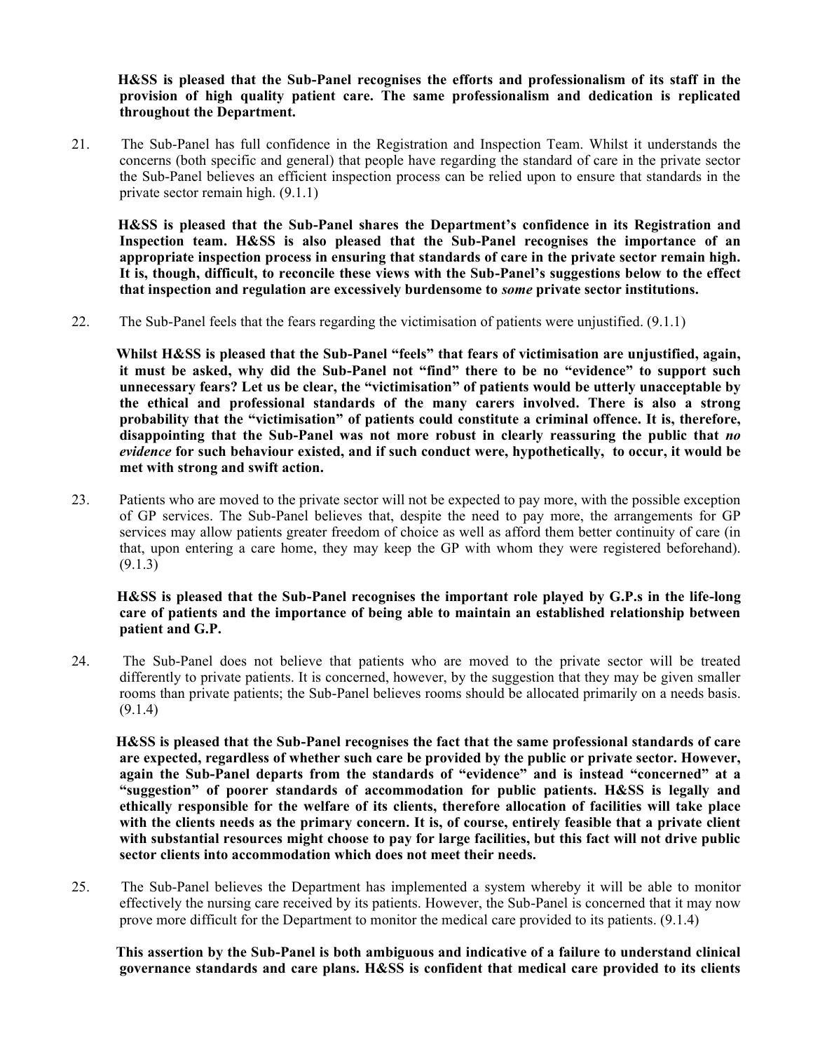**H&SS is pleased that the Sub-Panel recognises the efforts and professionalism of its staff in the provision of high quality patient care. The same professionalism and dedication is replicated throughout the Department.**

21. The Sub-Panel has full confidence in the Registration and Inspection Team. Whilst it understands the concerns (both specific and general) that people have regarding the standard of care in the private sector the Sub-Panel believes an efficient inspection process can be relied upon to ensure that standards in the private sector remain high. (9.1.1)

    **H&SS is pleased that the Sub-Panel shares the Department's confidence in its Registration and Inspection team. H&SS is also pleased that the Sub-Panel recognises the importance of an appropriate inspection process in ensuring that standards of care in the private sector remain high. It is, though, difficult, to reconcile these views with the Sub-Panel's suggestions below to the effect that inspection and regulation are excessively burdensome to *some* private sector institutions.**

22. The Sub-Panel feels that the fears regarding the victimisation of patients were unjustified. (9.1.1)

    **Whilst H&SS is pleased that the Sub-Panel "feels" that fears of victimisation are unjustified, again, it must be asked, why did the Sub-Panel not "find" there to be no "evidence" to support such unnecessary fears? Let us be clear, the "victimisation" of patients would be utterly unacceptable by the ethical and professional standards of the many carers involved. There is also a strong probability that the "victimisation" of patients could constitute a criminal offence. It is, therefore, disappointing that the Sub-Panel was not more robust in clearly reassuring the public that *no evidence* for such behaviour existed, and if such conduct were, hypothetically, to occur, it would be met with strong and swift action.**

23. Patients who are moved to the private sector will not be expected to pay more, with the possible exception of GP services. The Sub-Panel believes that, despite the need to pay more, the arrangements for GP services may allow patients greater freedom of choice as well as afford them better continuity of care (in that, upon entering a care home, they may keep the GP with whom they were registered beforehand). (9.1.3)

    **H&SS is pleased that the Sub-Panel recognises the important role played by G.P.s in the life-long care of patients and the importance of being able to maintain an established relationship between patient and G.P.**

24. The Sub-Panel does not believe that patients who are moved to the private sector will be treated differently to private patients. It is concerned, however, by the suggestion that they may be given smaller rooms than private patients; the Sub-Panel believes rooms should be allocated primarily on a needs basis. (9.1.4)

    **H&SS is pleased that the Sub-Panel recognises the fact that the same professional standards of care are expected, regardless of whether such care be provided by the public or private sector. However, again the Sub-Panel departs from the standards of "evidence" and is instead "concerned" at a "suggestion" of poorer standards of accommodation for public patients. H&SS is legally and ethically responsible for the welfare of its clients, therefore allocation of facilities will take place with the clients needs as the primary concern. It is, of course, entirely feasible that a private client with substantial resources might choose to pay for large facilities, but this fact will not drive public sector clients into accommodation which does not meet their needs.**

25. The Sub-Panel believes the Department has implemented a system whereby it will be able to monitor effectively the nursing care received by its patients. However, the Sub-Panel is concerned that it may now prove more difficult for the Department to monitor the medical care provided to its patients. (9.1.4)

    **This assertion by the Sub-Panel is both ambiguous and indicative of a failure to understand clinical governance standards and care plans. H&SS is confident that medical care provided to its clients**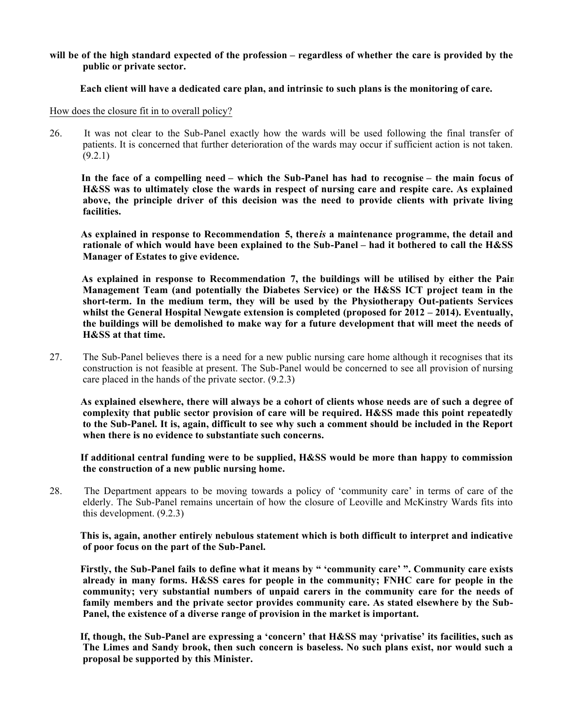**will be of the high standard expected of the profession – regardless of whether the care is provided by the public or private sector.**

**Each client will have a dedicated care plan, and intrinsic to such plans is the monitoring of care.**

<u>How does the closure fit in to overall policy?</u>

26. It was not clear to the Sub-Panel exactly how the wards will be used following the final transfer of patients. It is concerned that further deterioration of the wards may occur if sufficient action is not taken. (9.2.1)

**In the face of a compelling need – which the Sub-Panel has had to recognise – the main focus of H&SS was to ultimately close the wards in respect of nursing care and respite care. As explained above, the principle driver of this decision was the need to provide clients with private living facilities.**

**As explained in response to Recommendation 5, there *is* a maintenance programme, the detail and rationale of which would have been explained to the Sub-Panel – had it bothered to call the H&SS Manager of Estates to give evidence.**

**As explained in response to Recommendation 7, the buildings will be utilised by either the Pain Management Team (and potentially the Diabetes Service) or the H&SS ICT project team in the short-term. In the medium term, they will be used by the Physiotherapy Out-patients Services whilst the General Hospital Newgate extension is completed (proposed for 2012 – 2014). Eventually, the buildings will be demolished to make way for a future development that will meet the needs of H&SS at that time.**

27. The Sub-Panel believes there is a need for a new public nursing care home although it recognises that its construction is not feasible at present. The Sub-Panel would be concerned to see all provision of nursing care placed in the hands of the private sector. (9.2.3)

**As explained elsewhere, there will always be a cohort of clients whose needs are of such a degree of complexity that public sector provision of care will be required. H&SS made this point repeatedly to the Sub-Panel. It is, again, difficult to see why such a comment should be included in the Report when there is no evidence to substantiate such concerns.**

**If additional central funding were to be supplied, H&SS would be more than happy to commission the construction of a new public nursing home.**

28. The Department appears to be moving towards a policy of 'community care' in terms of care of the elderly. The Sub-Panel remains uncertain of how the closure of Leoville and McKinstry Wards fits into this development. (9.2.3)

**This is, again, another entirely nebulous statement which is both difficult to interpret and indicative of poor focus on the part of the Sub-Panel.**

**Firstly, the Sub-Panel fails to define what it means by " 'community care' ". Community care exists already in many forms. H&SS cares for people in the community; FNHC care for people in the community; very substantial numbers of unpaid carers in the community care for the needs of family members and the private sector provides community care. As stated elsewhere by the Sub-Panel, the existence of a diverse range of provision in the market is important.**

**If, though, the Sub-Panel are expressing a 'concern' that H&SS may 'privatise' its facilities, such as The Limes and Sandy brook, then such concern is baseless. No such plans exist, nor would such a proposal be supported by this Minister.**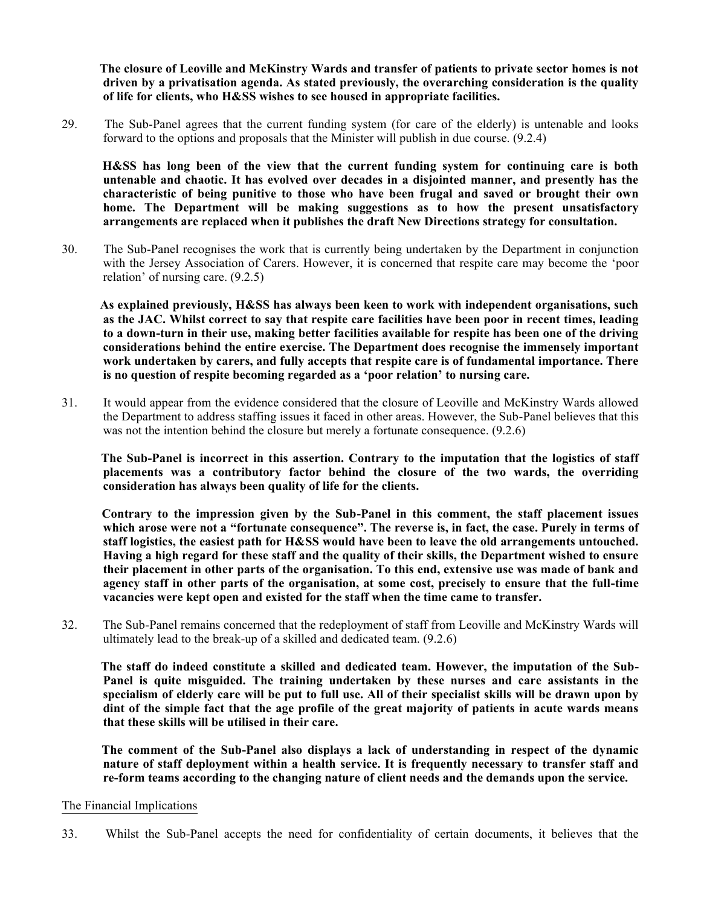**The closure of Leoville and McKinstry Wards and transfer of patients to private sector homes is not driven by a privatisation agenda. As stated previously, the overarching consideration is the quality of life for clients, who H&SS wishes to see housed in appropriate facilities.**

29. The Sub-Panel agrees that the current funding system (for care of the elderly) is untenable and looks forward to the options and proposals that the Minister will publish in due course. (9.2.4)

**H&SS has long been of the view that the current funding system for continuing care is both untenable and chaotic. It has evolved over decades in a disjointed manner, and presently has the characteristic of being punitive to those who have been frugal and saved or brought their own home. The Department will be making suggestions as to how the present unsatisfactory arrangements are replaced when it publishes the draft New Directions strategy for consultation.**

30. The Sub-Panel recognises the work that is currently being undertaken by the Department in conjunction with the Jersey Association of Carers. However, it is concerned that respite care may become the 'poor relation' of nursing care. (9.2.5)

**As explained previously, H&SS has always been keen to work with independent organisations, such as the JAC. Whilst correct to say that respite care facilities have been poor in recent times, leading to a down-turn in their use, making better facilities available for respite has been one of the driving considerations behind the entire exercise. The Department does recognise the immensely important work undertaken by carers, and fully accepts that respite care is of fundamental importance. There is no question of respite becoming regarded as a 'poor relation' to nursing care.**

31. It would appear from the evidence considered that the closure of Leoville and McKinstry Wards allowed the Department to address staffing issues it faced in other areas. However, the Sub-Panel believes that this was not the intention behind the closure but merely a fortunate consequence. (9.2.6)

**The Sub-Panel is incorrect in this assertion. Contrary to the imputation that the logistics of staff placements was a contributory factor behind the closure of the two wards, the overriding consideration has always been quality of life for the clients.**

**Contrary to the impression given by the Sub-Panel in this comment, the staff placement issues which arose were not a "fortunate consequence". The reverse is, in fact, the case. Purely in terms of staff logistics, the easiest path for H&SS would have been to leave the old arrangements untouched. Having a high regard for these staff and the quality of their skills, the Department wished to ensure their placement in other parts of the organisation. To this end, extensive use was made of bank and agency staff in other parts of the organisation, at some cost, precisely to ensure that the full-time vacancies were kept open and existed for the staff when the time came to transfer.**

32. The Sub-Panel remains concerned that the redeployment of staff from Leoville and McKinstry Wards will ultimately lead to the break-up of a skilled and dedicated team. (9.2.6)

**The staff do indeed constitute a skilled and dedicated team. However, the imputation of the Sub-Panel is quite misguided. The training undertaken by these nurses and care assistants in the specialism of elderly care will be put to full use. All of their specialist skills will be drawn upon by dint of the simple fact that the age profile of the great majority of patients in acute wards means that these skills will be utilised in their care.**

**The comment of the Sub-Panel also displays a lack of understanding in respect of the dynamic nature of staff deployment within a health service. It is frequently necessary to transfer staff and re-form teams according to the changing nature of client needs and the demands upon the service.**

## The Financial Implications

33. Whilst the Sub-Panel accepts the need for confidentiality of certain documents, it believes that the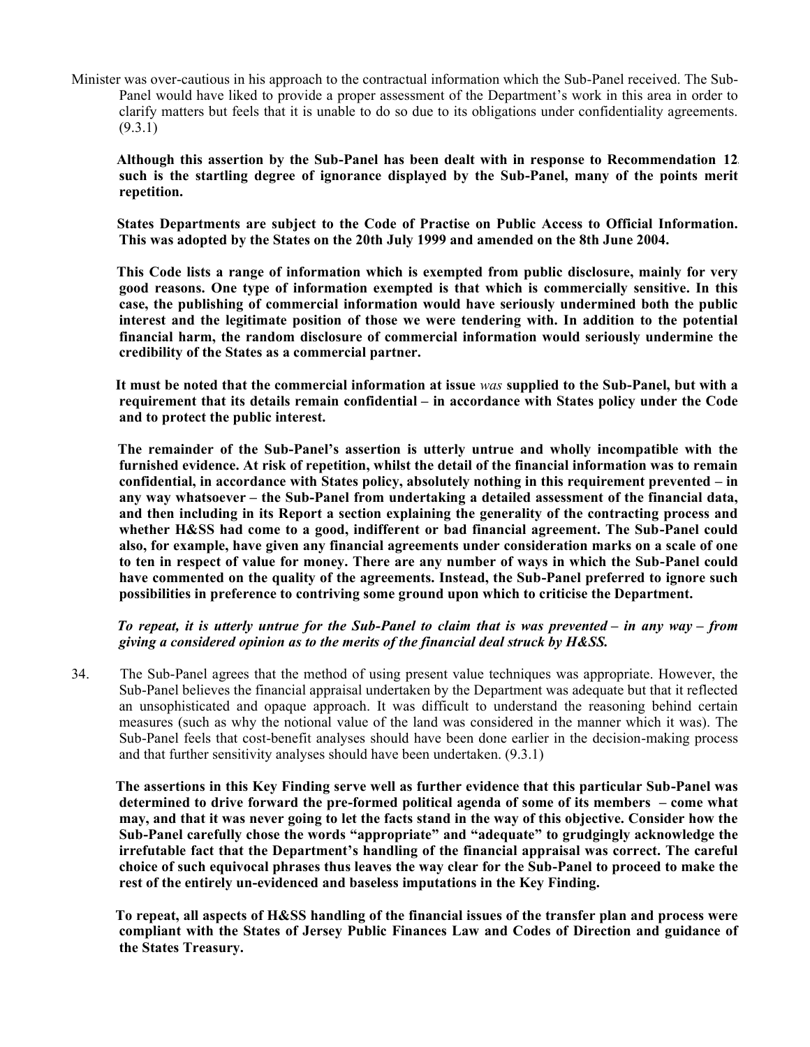Minister was over-cautious in his approach to the contractual information which the Sub-Panel received. The Sub-Panel would have liked to provide a proper assessment of the Department's work in this area in order to clarify matters but feels that it is unable to do so due to its obligations under confidentiality agreements. (9.3.1)

**Although this assertion by the Sub-Panel has been dealt with in response to Recommendation 12, such is the startling degree of ignorance displayed by the Sub-Panel, many of the points merit repetition.**

**States Departments are subject to the Code of Practise on Public Access to Official Information. This was adopted by the States on the 20th July 1999 and amended on the 8th June 2004.**

**This Code lists a range of information which is exempted from public disclosure, mainly for very good reasons. One type of information exempted is that which is commercially sensitive. In this case, the publishing of commercial information would have seriously undermined both the public interest and the legitimate position of those we were tendering with. In addition to the potential financial harm, the random disclosure of commercial information would seriously undermine the credibility of the States as a commercial partner.**

**It must be noted that the commercial information at issue *was* supplied to the Sub-Panel, but with a requirement that its details remain confidential – in accordance with States policy under the Code and to protect the public interest.**

**The remainder of the Sub-Panel's assertion is utterly untrue and wholly incompatible with the furnished evidence. At risk of repetition, whilst the detail of the financial information was to remain confidential, in accordance with States policy, absolutely nothing in this requirement prevented – in any way whatsoever – the Sub-Panel from undertaking a detailed assessment of the financial data, and then including in its Report a section explaining the generality of the contracting process and whether H&SS had come to a good, indifferent or bad financial agreement. The Sub-Panel could also, for example, have given any financial agreements under consideration marks on a scale of one to ten in respect of value for money. There are any number of ways in which the Sub-Panel could have commented on the quality of the agreements. Instead, the Sub-Panel preferred to ignore such possibilities in preference to contriving some ground upon which to criticise the Department.**

***To repeat, it is utterly untrue for the Sub-Panel to claim that is was prevented – in any way – from giving a considered opinion as to the merits of the financial deal struck by H&SS.***

34. The Sub-Panel agrees that the method of using present value techniques was appropriate. However, the Sub-Panel believes the financial appraisal undertaken by the Department was adequate but that it reflected an unsophisticated and opaque approach. It was difficult to understand the reasoning behind certain measures (such as why the notional value of the land was considered in the manner which it was). The Sub-Panel feels that cost-benefit analyses should have been done earlier in the decision-making process and that further sensitivity analyses should have been undertaken. (9.3.1)

**The assertions in this Key Finding serve well as further evidence that this particular Sub-Panel was determined to drive forward the pre-formed political agenda of some of its members – come what may, and that it was never going to let the facts stand in the way of this objective. Consider how the Sub-Panel carefully chose the words "appropriate" and "adequate" to grudgingly acknowledge the irrefutable fact that the Department's handling of the financial appraisal was correct. The careful choice of such equivocal phrases thus leaves the way clear for the Sub-Panel to proceed to make the rest of the entirely un-evidenced and baseless imputations in the Key Finding.**

**To repeat, all aspects of H&SS handling of the financial issues of the transfer plan and process were compliant with the States of Jersey Public Finances Law and Codes of Direction and guidance of the States Treasury.**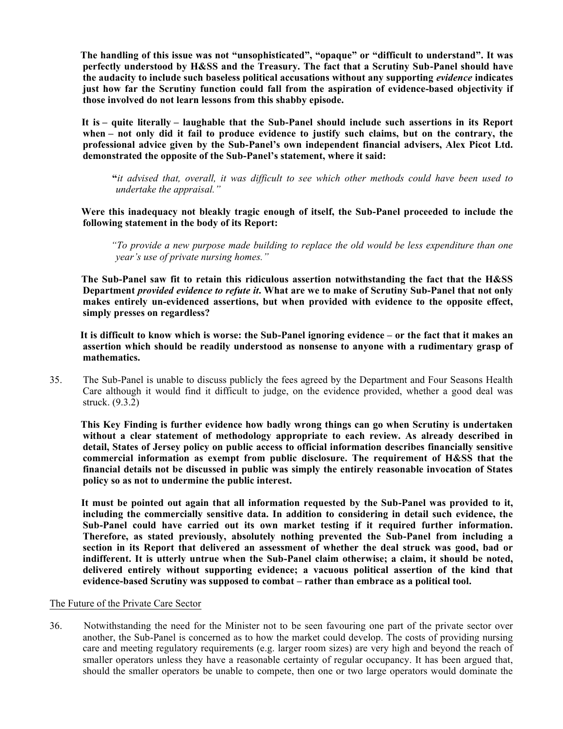**The handling of this issue was not "unsophisticated", "opaque" or "difficult to understand". It was perfectly understood by H&SS and the Treasury. The fact that a Scrutiny Sub-Panel should have the audacity to include such baseless political accusations without any supporting *evidence* indicates just how far the Scrutiny function could fall from the aspiration of evidence-based objectivity if those involved do not learn lessons from this shabby episode.**

**It is – quite literally – laughable that the Sub-Panel should include such assertions in its Report when – not only did it fail to produce evidence to justify such claims, but on the contrary, the professional advice given by the Sub-Panel's own independent financial advisers, Alex Picot Ltd. demonstrated the opposite of the Sub-Panel's statement, where it said:**

> **"***it advised that, overall, it was difficult to see which other methods could have been used to undertake the appraisal."*

**Were this inadequacy not bleakly tragic enough of itself, the Sub-Panel proceeded to include the following statement in the body of its Report:**

> *"To provide a new purpose made building to replace the old would be less expenditure than one year's use of private nursing homes."*

**The Sub-Panel saw fit to retain this ridiculous assertion notwithstanding the fact that the H&SS Department *provided evidence to refute it*. What are we to make of Scrutiny Sub-Panel that not only makes entirely un-evidenced assertions, but when provided with evidence to the opposite effect, simply presses on regardless?**

**It is difficult to know which is worse: the Sub-Panel ignoring evidence – or the fact that it makes an assertion which should be readily understood as nonsense to anyone with a rudimentary grasp of mathematics.**

35. The Sub-Panel is unable to discuss publicly the fees agreed by the Department and Four Seasons Health Care although it would find it difficult to judge, on the evidence provided, whether a good deal was struck. (9.3.2)

**This Key Finding is further evidence how badly wrong things can go when Scrutiny is undertaken without a clear statement of methodology appropriate to each review. As already described in detail, States of Jersey policy on public access to official information describes financially sensitive commercial information as exempt from public disclosure. The requirement of H&SS that the financial details not be discussed in public was simply the entirely reasonable invocation of States policy so as not to undermine the public interest.**

**It must be pointed out again that all information requested by the Sub-Panel was provided to it, including the commercially sensitive data. In addition to considering in detail such evidence, the Sub-Panel could have carried out its own market testing if it required further information. Therefore, as stated previously, absolutely nothing prevented the Sub-Panel from including a section in its Report that delivered an assessment of whether the deal struck was good, bad or indifferent. It is utterly untrue when the Sub-Panel claim otherwise; a claim, it should be noted, delivered entirely without supporting evidence; a vacuous political assertion of the kind that evidence-based Scrutiny was supposed to combat – rather than embrace as a political tool.**

The Future of the Private Care Sector

36. Notwithstanding the need for the Minister not to be seen favouring one part of the private sector over another, the Sub-Panel is concerned as to how the market could develop. The costs of providing nursing care and meeting regulatory requirements (e.g. larger room sizes) are very high and beyond the reach of smaller operators unless they have a reasonable certainty of regular occupancy. It has been argued that, should the smaller operators be unable to compete, then one or two large operators would dominate the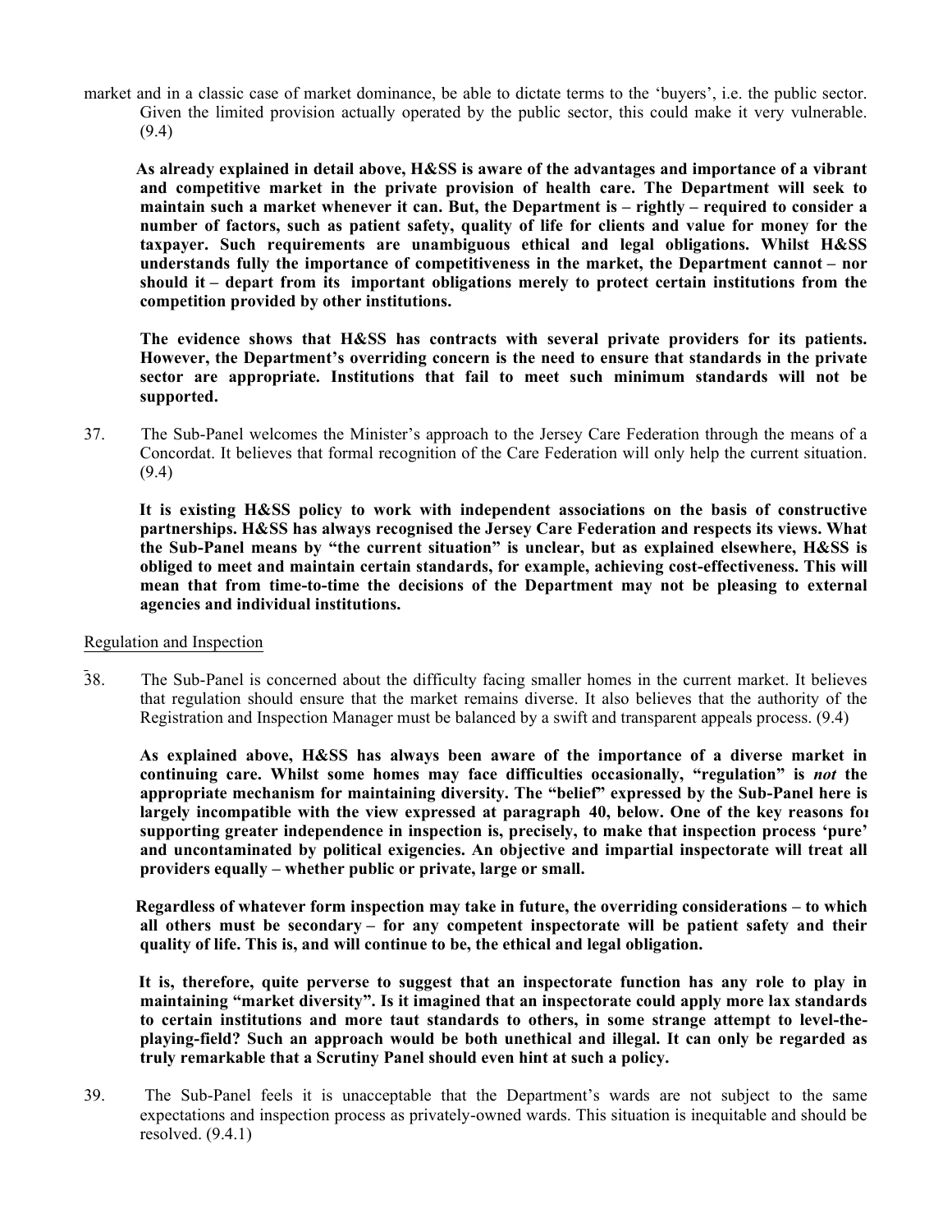market and in a classic case of market dominance, be able to dictate terms to the 'buyers', i.e. the public sector. Given the limited provision actually operated by the public sector, this could make it very vulnerable. (9.4)

**As already explained in detail above, H&SS is aware of the advantages and importance of a vibrant and competitive market in the private provision of health care. The Department will seek to maintain such a market whenever it can. But, the Department is – rightly – required to consider a number of factors, such as patient safety, quality of life for clients and value for money for the taxpayer. Such requirements are unambiguous ethical and legal obligations. Whilst H&SS understands fully the importance of competitiveness in the market, the Department cannot – nor should it – depart from its important obligations merely to protect certain institutions from the competition provided by other institutions.**

**The evidence shows that H&SS has contracts with several private providers for its patients. However, the Department's overriding concern is the need to ensure that standards in the private sector are appropriate. Institutions that fail to meet such minimum standards will not be supported.**

37. The Sub-Panel welcomes the Minister's approach to the Jersey Care Federation through the means of a Concordat. It believes that formal recognition of the Care Federation will only help the current situation. (9.4)

**It is existing H&SS policy to work with independent associations on the basis of constructive partnerships. H&SS has always recognised the Jersey Care Federation and respects its views. What the Sub-Panel means by "the current situation" is unclear, but as explained elsewhere, H&SS is obliged to meet and maintain certain standards, for example, achieving cost-effectiveness. This will mean that from time-to-time the decisions of the Department may not be pleasing to external agencies and individual institutions.**

Regulation and Inspection

38. The Sub-Panel is concerned about the difficulty facing smaller homes in the current market. It believes that regulation should ensure that the market remains diverse. It also believes that the authority of the Registration and Inspection Manager must be balanced by a swift and transparent appeals process. (9.4)

**As explained above, H&SS has always been aware of the importance of a diverse market in continuing care. Whilst some homes may face difficulties occasionally, "regulation" is *not* the appropriate mechanism for maintaining diversity. The "belief" expressed by the Sub-Panel here is largely incompatible with the view expressed at paragraph 40, below. One of the key reasons for supporting greater independence in inspection is, precisely, to make that inspection process 'pure' and uncontaminated by political exigencies. An objective and impartial inspectorate will treat all providers equally – whether public or private, large or small.**

**Regardless of whatever form inspection may take in future, the overriding considerations – to which all others must be secondary – for any competent inspectorate will be patient safety and their quality of life. This is, and will continue to be, the ethical and legal obligation.**

**It is, therefore, quite perverse to suggest that an inspectorate function has any role to play in maintaining "market diversity". Is it imagined that an inspectorate could apply more lax standards to certain institutions and more taut standards to others, in some strange attempt to level-the-playing-field? Such an approach would be both unethical and illegal. It can only be regarded as truly remarkable that a Scrutiny Panel should even hint at such a policy.**

39. The Sub-Panel feels it is unacceptable that the Department's wards are not subject to the same expectations and inspection process as privately-owned wards. This situation is inequitable and should be resolved. (9.4.1)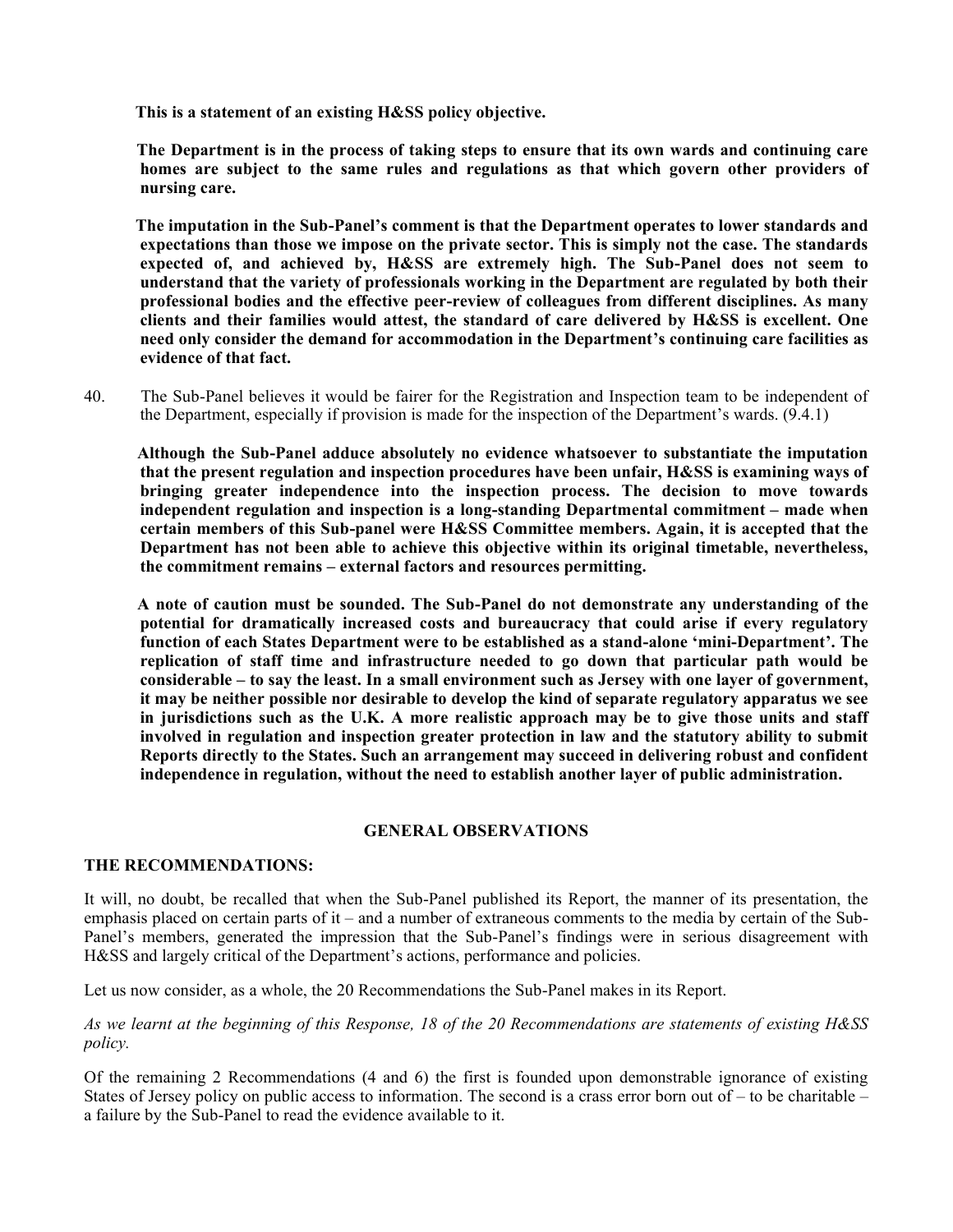**This is a statement of an existing H&SS policy objective.**

**The Department is in the process of taking steps to ensure that its own wards and continuing care homes are subject to the same rules and regulations as that which govern other providers of nursing care.**

**The imputation in the Sub-Panel's comment is that the Department operates to lower standards and expectations than those we impose on the private sector. This is simply not the case. The standards expected of, and achieved by, H&SS are extremely high. The Sub-Panel does not seem to understand that the variety of professionals working in the Department are regulated by both their professional bodies and the effective peer-review of colleagues from different disciplines. As many clients and their families would attest, the standard of care delivered by H&SS is excellent. One need only consider the demand for accommodation in the Department's continuing care facilities as evidence of that fact.**

40. The Sub-Panel believes it would be fairer for the Registration and Inspection team to be independent of the Department, especially if provision is made for the inspection of the Department's wards. (9.4.1)

**Although the Sub-Panel adduce absolutely no evidence whatsoever to substantiate the imputation that the present regulation and inspection procedures have been unfair, H&SS is examining ways of bringing greater independence into the inspection process. The decision to move towards independent regulation and inspection is a long-standing Departmental commitment – made when certain members of this Sub-panel were H&SS Committee members. Again, it is accepted that the Department has not been able to achieve this objective within its original timetable, nevertheless, the commitment remains – external factors and resources permitting.**

**A note of caution must be sounded. The Sub-Panel do not demonstrate any understanding of the potential for dramatically increased costs and bureaucracy that could arise if every regulatory function of each States Department were to be established as a stand-alone 'mini-Department'. The replication of staff time and infrastructure needed to go down that particular path would be considerable – to say the least. In a small environment such as Jersey with one layer of government, it may be neither possible nor desirable to develop the kind of separate regulatory apparatus we see in jurisdictions such as the U.K. A more realistic approach may be to give those units and staff involved in regulation and inspection greater protection in law and the statutory ability to submit Reports directly to the States. Such an arrangement may succeed in delivering robust and confident independence in regulation, without the need to establish another layer of public administration.**

## GENERAL OBSERVATIONS

### THE RECOMMENDATIONS:

It will, no doubt, be recalled that when the Sub-Panel published its Report, the manner of its presentation, the emphasis placed on certain parts of it – and a number of extraneous comments to the media by certain of the Sub-Panel's members, generated the impression that the Sub-Panel's findings were in serious disagreement with H&SS and largely critical of the Department's actions, performance and policies.

Let us now consider, as a whole, the 20 Recommendations the Sub-Panel makes in its Report.

*As we learnt at the beginning of this Response, 18 of the 20 Recommendations are statements of existing H&SS policy.*

Of the remaining 2 Recommendations (4 and 6) the first is founded upon demonstrable ignorance of existing States of Jersey policy on public access to information. The second is a crass error born out of – to be charitable – a failure by the Sub-Panel to read the evidence available to it.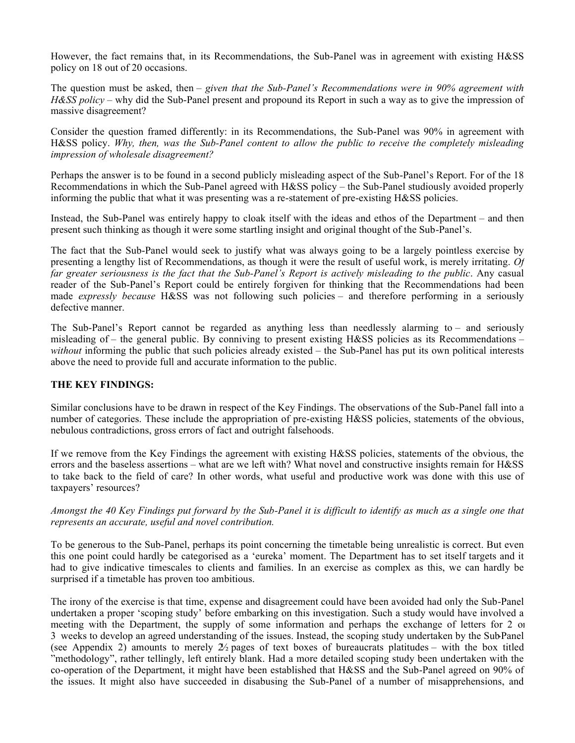However, the fact remains that, in its Recommendations, the Sub-Panel was in agreement with existing H&SS policy on 18 out of 20 occasions.

The question must be asked, then – *given that the Sub-Panel's Recommendations were in 90% agreement with H&SS policy* – why did the Sub-Panel present and propound its Report in such a way as to give the impression of massive disagreement?

Consider the question framed differently: in its Recommendations, the Sub-Panel was 90% in agreement with H&SS policy. *Why, then, was the Sub-Panel content to allow the public to receive the completely misleading impression of wholesale disagreement?*

Perhaps the answer is to be found in a second publicly misleading aspect of the Sub-Panel's Report. For of the 18 Recommendations in which the Sub-Panel agreed with H&SS policy – the Sub-Panel studiously avoided properly informing the public that what it was presenting was a re-statement of pre-existing H&SS policies.

Instead, the Sub-Panel was entirely happy to cloak itself with the ideas and ethos of the Department – and then present such thinking as though it were some startling insight and original thought of the Sub-Panel's.

The fact that the Sub-Panel would seek to justify what was always going to be a largely pointless exercise by presenting a lengthy list of Recommendations, as though it were the result of useful work, is merely irritating. *Of far greater seriousness is the fact that the Sub-Panel's Report is actively misleading to the public*. Any casual reader of the Sub-Panel's Report could be entirely forgiven for thinking that the Recommendations had been made *expressly because* H&SS was not following such policies – and therefore performing in a seriously defective manner.

The Sub-Panel's Report cannot be regarded as anything less than needlessly alarming to – and seriously misleading of – the general public. By conniving to present existing H&SS policies as its Recommendations – *without* informing the public that such policies already existed – the Sub-Panel has put its own political interests above the need to provide full and accurate information to the public.

**THE KEY FINDINGS:**

Similar conclusions have to be drawn in respect of the Key Findings. The observations of the Sub-Panel fall into a number of categories. These include the appropriation of pre-existing H&SS policies, statements of the obvious, nebulous contradictions, gross errors of fact and outright falsehoods.

If we remove from the Key Findings the agreement with existing H&SS policies, statements of the obvious, the errors and the baseless assertions – what are we left with? What novel and constructive insights remain for H&SS to take back to the field of care? In other words, what useful and productive work was done with this use of taxpayers' resources?

*Amongst the 40 Key Findings put forward by the Sub-Panel it is difficult to identify as much as a single one that represents an accurate, useful and novel contribution.*

To be generous to the Sub-Panel, perhaps its point concerning the timetable being unrealistic is correct. But even this one point could hardly be categorised as a 'eureka' moment. The Department has to set itself targets and it had to give indicative timescales to clients and families. In an exercise as complex as this, we can hardly be surprised if a timetable has proven too ambitious.

The irony of the exercise is that time, expense and disagreement could have been avoided had only the Sub-Panel undertaken a proper 'scoping study' before embarking on this investigation. Such a study would have involved a meeting with the Department, the supply of some information and perhaps the exchange of letters for 2 or 3 weeks to develop an agreed understanding of the issues. Instead, the scoping study undertaken by the Sub-Panel (see Appendix 2) amounts to merely 2½ pages of text boxes of bureaucrats platitudes – with the box titled "methodology", rather tellingly, left entirely blank. Had a more detailed scoping study been undertaken with the co-operation of the Department, it might have been established that H&SS and the Sub-Panel agreed on 90% of the issues. It might also have succeeded in disabusing the Sub-Panel of a number of misapprehensions, and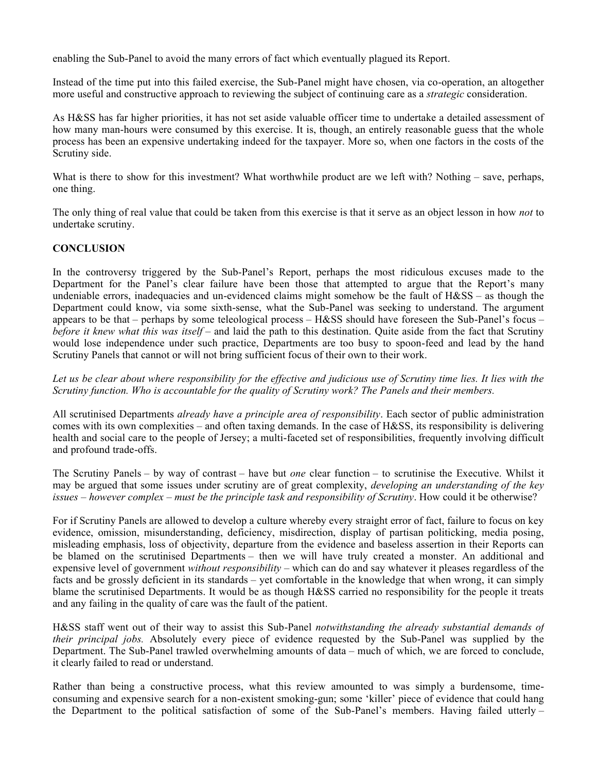enabling the Sub-Panel to avoid the many errors of fact which eventually plagued its Report.

Instead of the time put into this failed exercise, the Sub-Panel might have chosen, via co-operation, an altogether more useful and constructive approach to reviewing the subject of continuing care as a *strategic* consideration.

As H&SS has far higher priorities, it has not set aside valuable officer time to undertake a detailed assessment of how many man-hours were consumed by this exercise. It is, though, an entirely reasonable guess that the whole process has been an expensive undertaking indeed for the taxpayer. More so, when one factors in the costs of the Scrutiny side.

What is there to show for this investment? What worthwhile product are we left with? Nothing – save, perhaps, one thing.

The only thing of real value that could be taken from this exercise is that it serve as an object lesson in how *not* to undertake scrutiny.

**CONCLUSION**

In the controversy triggered by the Sub-Panel's Report, perhaps the most ridiculous excuses made to the Department for the Panel's clear failure have been those that attempted to argue that the Report's many undeniable errors, inadequacies and un-evidenced claims might somehow be the fault of H&SS – as though the Department could know, via some sixth-sense, what the Sub-Panel was seeking to understand. The argument appears to be that – perhaps by some teleological process – H&SS should have foreseen the Sub-Panel's focus – *before it knew what this was itself* – and laid the path to this destination. Quite aside from the fact that Scrutiny would lose independence under such practice, Departments are too busy to spoon-feed and lead by the hand Scrutiny Panels that cannot or will not bring sufficient focus of their own to their work.

*Let us be clear about where responsibility for the effective and judicious use of Scrutiny time lies. It lies with the Scrutiny function. Who is accountable for the quality of Scrutiny work? The Panels and their members.*

All scrutinised Departments *already have a principle area of responsibility*. Each sector of public administration comes with its own complexities – and often taxing demands. In the case of H&SS, its responsibility is delivering health and social care to the people of Jersey; a multi-faceted set of responsibilities, frequently involving difficult and profound trade-offs.

The Scrutiny Panels – by way of contrast – have but *one* clear function – to scrutinise the Executive. Whilst it may be argued that some issues under scrutiny are of great complexity, *developing an understanding of the key issues – however complex – must be the principle task and responsibility of Scrutiny*. How could it be otherwise?

For if Scrutiny Panels are allowed to develop a culture whereby every straight error of fact, failure to focus on key evidence, omission, misunderstanding, deficiency, misdirection, display of partisan politicking, media posing, misleading emphasis, loss of objectivity, departure from the evidence and baseless assertion in their Reports can be blamed on the scrutinised Departments – then we will have truly created a monster. An additional and expensive level of government *without responsibility* – which can do and say whatever it pleases regardless of the facts and be grossly deficient in its standards – yet comfortable in the knowledge that when wrong, it can simply blame the scrutinised Departments. It would be as though H&SS carried no responsibility for the people it treats and any failing in the quality of care was the fault of the patient.

H&SS staff went out of their way to assist this Sub-Panel *notwithstanding the already substantial demands of their principal jobs.* Absolutely every piece of evidence requested by the Sub-Panel was supplied by the Department. The Sub-Panel trawled overwhelming amounts of data – much of which, we are forced to conclude, it clearly failed to read or understand.

Rather than being a constructive process, what this review amounted to was simply a burdensome, time-consuming and expensive search for a non-existent smoking-gun; some 'killer' piece of evidence that could hang the Department to the political satisfaction of some of the Sub-Panel's members. Having failed utterly –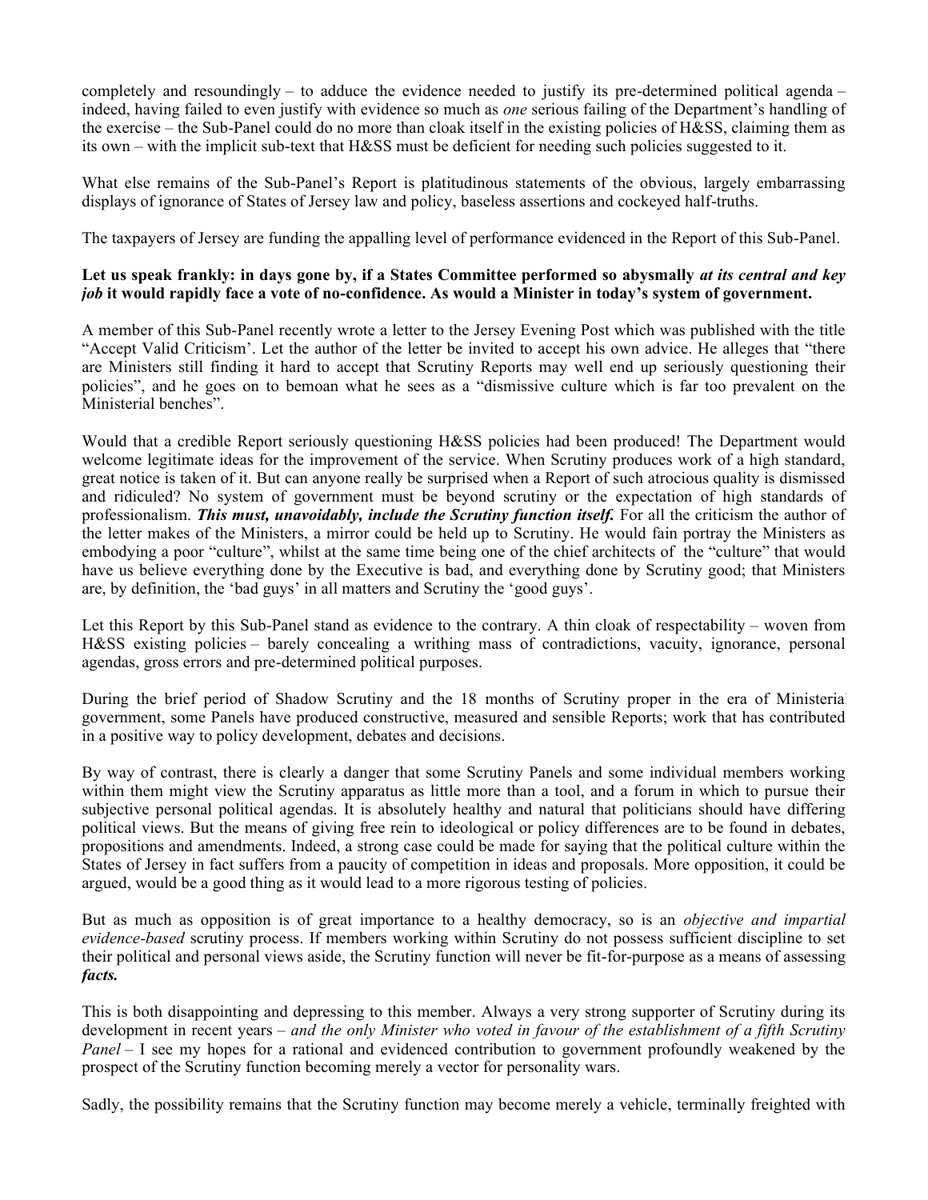completely and resoundingly – to adduce the evidence needed to justify its pre-determined political agenda – indeed, having failed to even justify with evidence so much as *one* serious failing of the Department's handling of the exercise – the Sub-Panel could do no more than cloak itself in the existing policies of H&SS, claiming them as its own – with the implicit sub-text that H&SS must be deficient for needing such policies suggested to it.

What else remains of the Sub-Panel's Report is platitudinous statements of the obvious, largely embarrassing displays of ignorance of States of Jersey law and policy, baseless assertions and cockeyed half-truths.

The taxpayers of Jersey are funding the appalling level of performance evidenced in the Report of this Sub-Panel.

**Let us speak frankly: in days gone by, if a States Committee performed so abysmally *at its central and key job* it would rapidly face a vote of no-confidence. As would a Minister in today's system of government.**

A member of this Sub-Panel recently wrote a letter to the Jersey Evening Post which was published with the title "Accept Valid Criticism'. Let the author of the letter be invited to accept his own advice. He alleges that "there are Ministers still finding it hard to accept that Scrutiny Reports may well end up seriously questioning their policies", and he goes on to bemoan what he sees as a "dismissive culture which is far too prevalent on the Ministerial benches".

Would that a credible Report seriously questioning H&SS policies had been produced! The Department would welcome legitimate ideas for the improvement of the service. When Scrutiny produces work of a high standard, great notice is taken of it. But can anyone really be surprised when a Report of such atrocious quality is dismissed and ridiculed? No system of government must be beyond scrutiny or the expectation of high standards of professionalism. ***This must, unavoidably, include the Scrutiny function itself.*** For all the criticism the author of the letter makes of the Ministers, a mirror could be held up to Scrutiny. He would fain portray the Ministers as embodying a poor "culture", whilst at the same time being one of the chief architects of the "culture" that would have us believe everything done by the Executive is bad, and everything done by Scrutiny good; that Ministers are, by definition, the 'bad guys' in all matters and Scrutiny the 'good guys'.

Let this Report by this Sub-Panel stand as evidence to the contrary. A thin cloak of respectability – woven from H&SS existing policies – barely concealing a writhing mass of contradictions, vacuity, ignorance, personal agendas, gross errors and pre-determined political purposes.

During the brief period of Shadow Scrutiny and the 18 months of Scrutiny proper in the era of Ministerial government, some Panels have produced constructive, measured and sensible Reports; work that has contributed in a positive way to policy development, debates and decisions.

By way of contrast, there is clearly a danger that some Scrutiny Panels and some individual members working within them might view the Scrutiny apparatus as little more than a tool, and a forum in which to pursue their subjective personal political agendas. It is absolutely healthy and natural that politicians should have differing political views. But the means of giving free rein to ideological or policy differences are to be found in debates, propositions and amendments. Indeed, a strong case could be made for saying that the political culture within the States of Jersey in fact suffers from a paucity of competition in ideas and proposals. More opposition, it could be argued, would be a good thing as it would lead to a more rigorous testing of policies.

But as much as opposition is of great importance to a healthy democracy, so is an *objective and impartial evidence-based* scrutiny process. If members working within Scrutiny do not possess sufficient discipline to set their political and personal views aside, the Scrutiny function will never be fit-for-purpose as a means of assessing ***facts.***

This is both disappointing and depressing to this member. Always a very strong supporter of Scrutiny during its development in recent years – *and the only Minister who voted in favour of the establishment of a fifth Scrutiny Panel* – I see my hopes for a rational and evidenced contribution to government profoundly weakened by the prospect of the Scrutiny function becoming merely a vector for personality wars.

Sadly, the possibility remains that the Scrutiny function may become merely a vehicle, terminally freighted with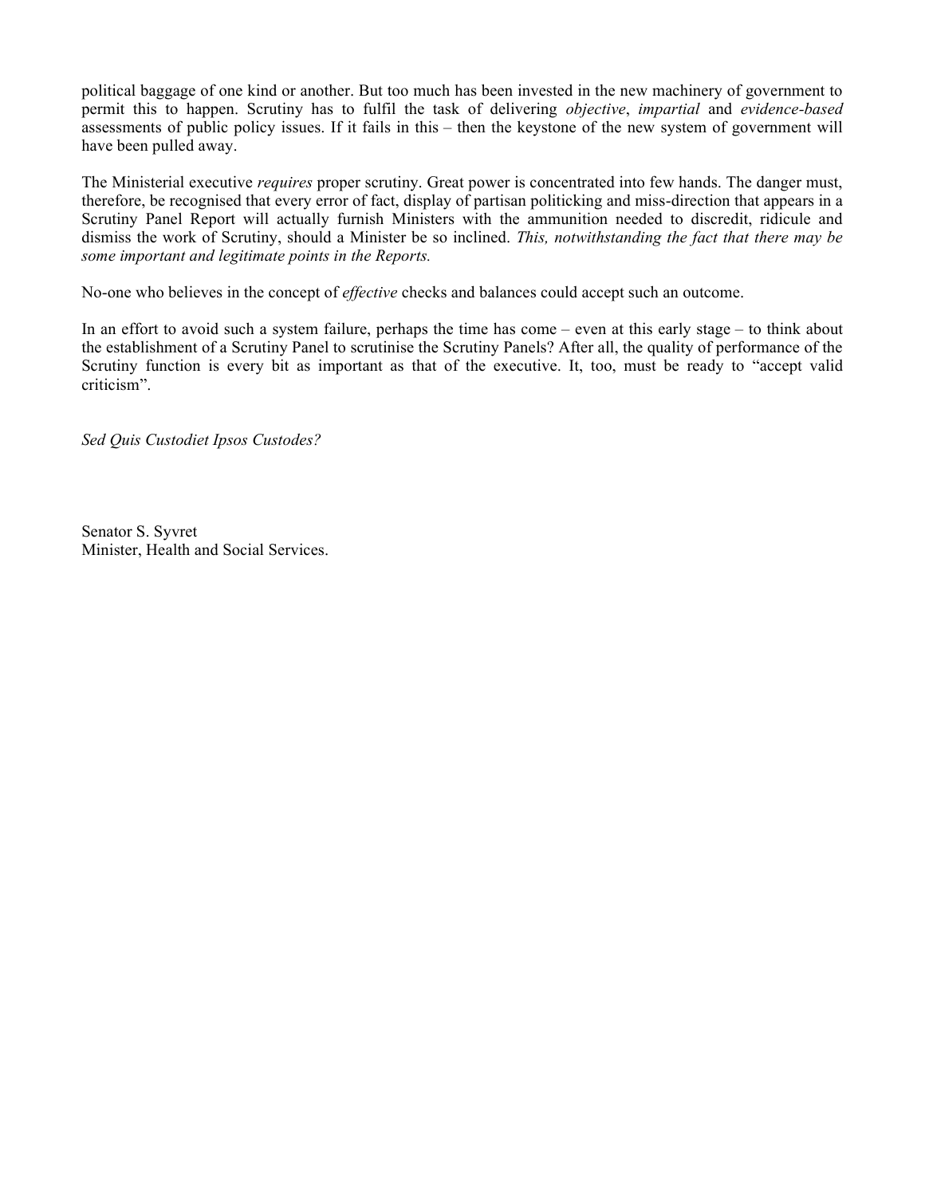political baggage of one kind or another. But too much has been invested in the new machinery of government to permit this to happen. Scrutiny has to fulfil the task of delivering *objective*, *impartial* and *evidence-based* assessments of public policy issues. If it fails in this – then the keystone of the new system of government will have been pulled away.

The Ministerial executive *requires* proper scrutiny. Great power is concentrated into few hands. The danger must, therefore, be recognised that every error of fact, display of partisan politicking and miss-direction that appears in a Scrutiny Panel Report will actually furnish Ministers with the ammunition needed to discredit, ridicule and dismiss the work of Scrutiny, should a Minister be so inclined. *This, notwithstanding the fact that there may be some important and legitimate points in the Reports.*

No-one who believes in the concept of *effective* checks and balances could accept such an outcome.

In an effort to avoid such a system failure, perhaps the time has come – even at this early stage – to think about the establishment of a Scrutiny Panel to scrutinise the Scrutiny Panels? After all, the quality of performance of the Scrutiny function is every bit as important as that of the executive. It, too, must be ready to "accept valid criticism".

*Sed Quis Custodiet Ipsos Custodes?*

Senator S. Syvret
Minister, Health and Social Services.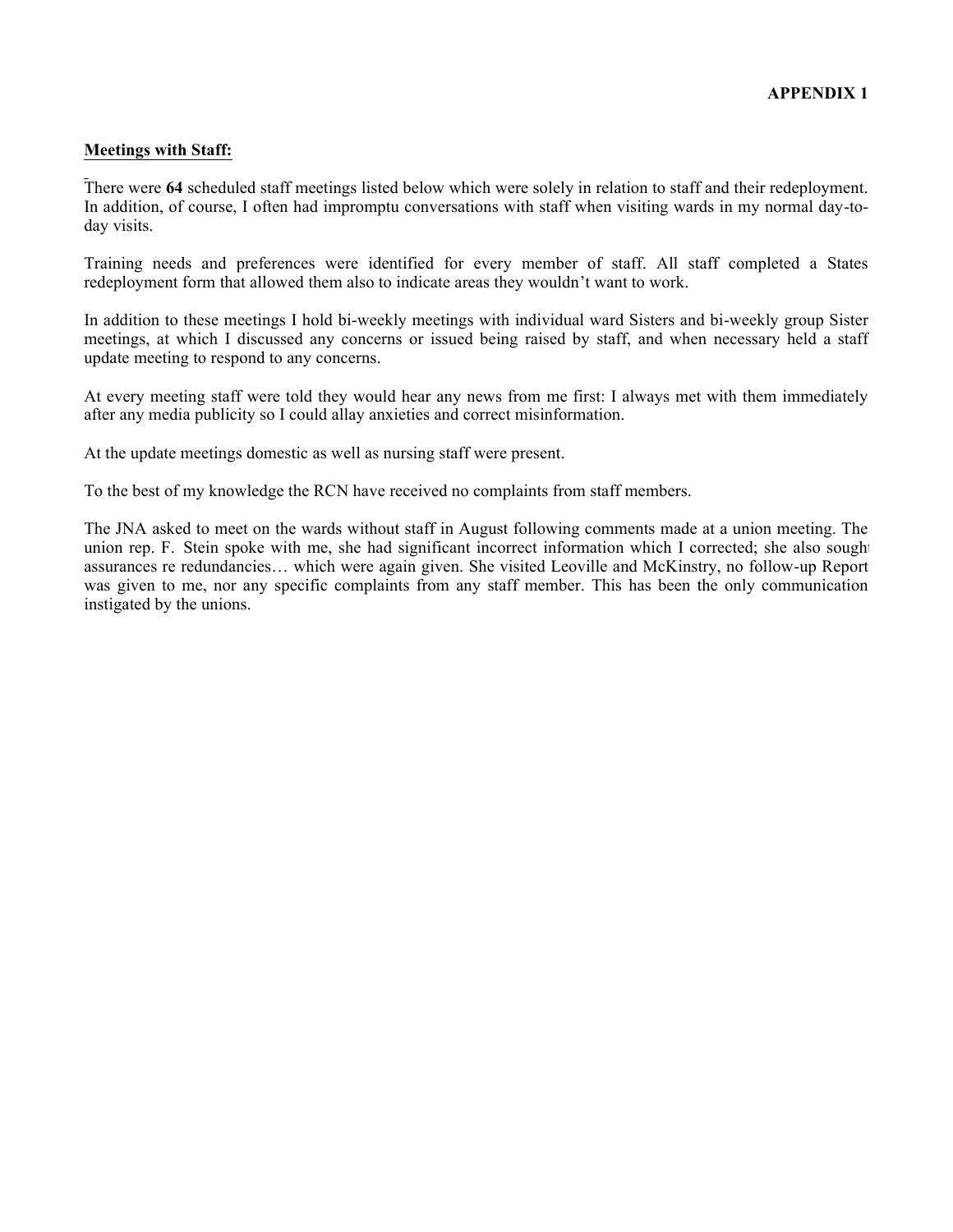**APPENDIX 1**

**Meetings with Staff:**

There were **64** scheduled staff meetings listed below which were solely in relation to staff and their redeployment. In addition, of course, I often had impromptu conversations with staff when visiting wards in my normal day-to-day visits.

Training needs and preferences were identified for every member of staff. All staff completed a States redeployment form that allowed them also to indicate areas they wouldn't want to work.

In addition to these meetings I hold bi-weekly meetings with individual ward Sisters and bi-weekly group Sister meetings, at which I discussed any concerns or issued being raised by staff, and when necessary held a staff update meeting to respond to any concerns.

At every meeting staff were told they would hear any news from me first: I always met with them immediately after any media publicity so I could allay anxieties and correct misinformation.

At the update meetings domestic as well as nursing staff were present.

To the best of my knowledge the RCN have received no complaints from staff members.

The JNA asked to meet on the wards without staff in August following comments made at a union meeting. The union rep. F. Stein spoke with me, she had significant incorrect information which I corrected; she also sought assurances re redundancies… which were again given. She visited Leoville and McKinstry, no follow-up Report was given to me, nor any specific complaints from any staff member. This has been the only communication instigated by the unions.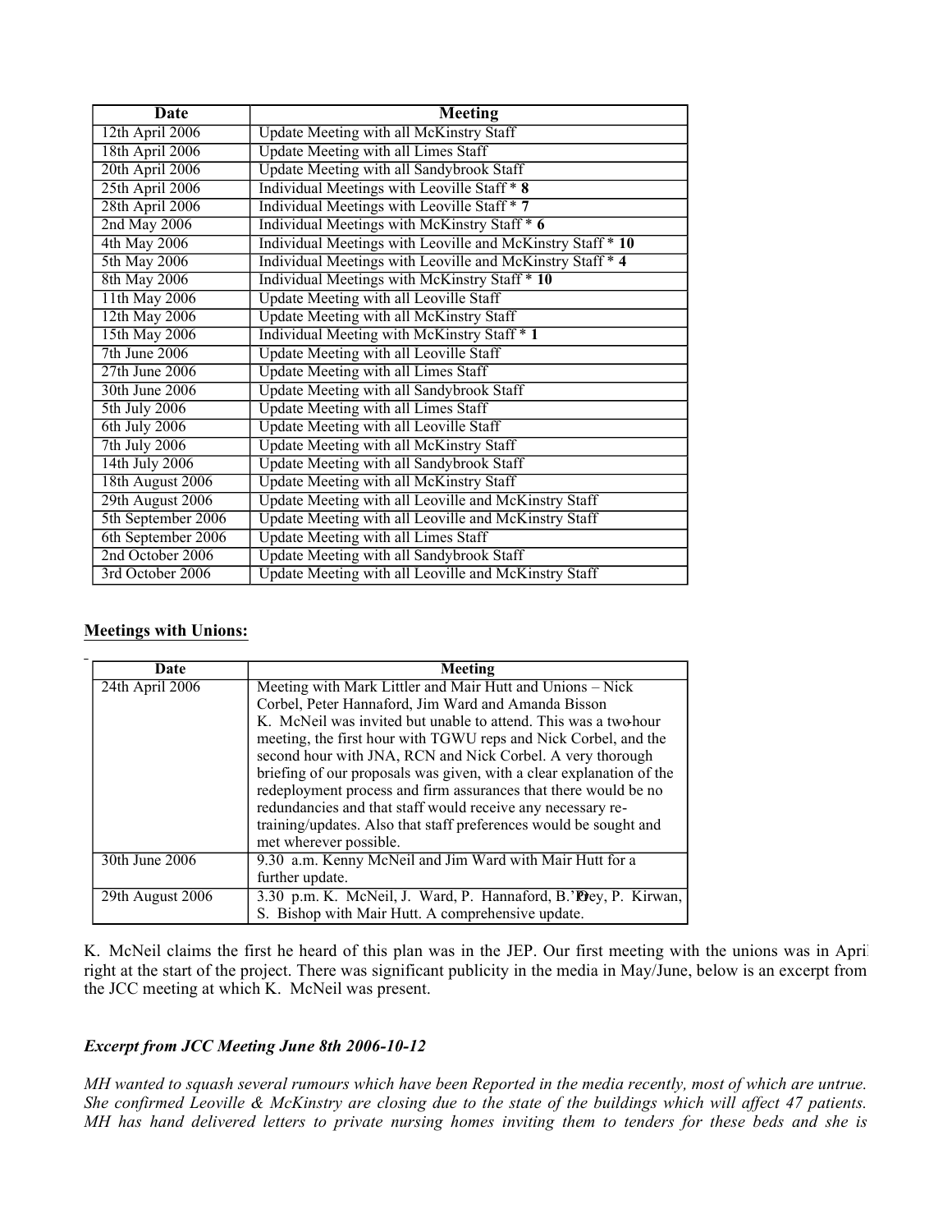| Date | Meeting |
|---|---|
| 12th April 2006 | Update Meeting with all McKinstry Staff |
| 18th April 2006 | Update Meeting with all Limes Staff |
| 20th April 2006 | Update Meeting with all Sandybrook Staff |
| 25th April 2006 | Individual Meetings with Leoville Staff * **8** |
| 28th April 2006 | Individual Meetings with Leoville Staff * **7** |
| 2nd May 2006 | Individual Meetings with McKinstry Staff * **6** |
| 4th May 2006 | Individual Meetings with Leoville and McKinstry Staff * **10** |
| 5th May 2006 | Individual Meetings with Leoville and McKinstry Staff * **4** |
| 8th May 2006 | Individual Meetings with McKinstry Staff * **10** |
| 11th May 2006 | Update Meeting with all Leoville Staff |
| 12th May 2006 | Update Meeting with all McKinstry Staff |
| 15th May 2006 | Individual Meeting with McKinstry Staff * **1** |
| 7th June 2006 | Update Meeting with all Leoville Staff |
| 27th June 2006 | Update Meeting with all Limes Staff |
| 30th June 2006 | Update Meeting with all Sandybrook Staff |
| 5th July 2006 | Update Meeting with all Limes Staff |
| 6th July 2006 | Update Meeting with all Leoville Staff |
| 7th July 2006 | Update Meeting with all McKinstry Staff |
| 14th July 2006 | Update Meeting with all Sandybrook Staff |
| 18th August 2006 | Update Meeting with all McKinstry Staff |
| 29th August 2006 | Update Meeting with all Leoville and McKinstry Staff |
| 5th September 2006 | Update Meeting with all Leoville and McKinstry Staff |
| 6th September 2006 | Update Meeting with all Limes Staff |
| 2nd October 2006 | Update Meeting with all Sandybrook Staff |
| 3rd October 2006 | Update Meeting with all Leoville and McKinstry Staff |

**Meetings with Unions:**

| Date | Meeting |
|---|---|
| 24th April 2006 | Meeting with Mark Littler and Mair Hutt and Unions – Nick Corbel, Peter Hannaford, Jim Ward and Amanda Bisson K. McNeil was invited but unable to attend. This was a two-hour meeting, the first hour with TGWU reps and Nick Corbel, and the second hour with JNA, RCN and Nick Corbel. A very thorough briefing of our proposals was given, with a clear explanation of the redeployment process and firm assurances that there would be no redundancies and that staff would receive any necessary re-training/updates. Also that staff preferences would be sought and met wherever possible. |
| 30th June 2006 | 9.30 a.m. Kenny McNeil and Jim Ward with Mair Hutt for a further update. |
| 29th August 2006 | 3.30 p.m. K. McNeil, J. Ward, P. Hannaford, B. O'Rey, P. Kirwan, S. Bishop with Mair Hutt. A comprehensive update. |

K. McNeil claims the first he heard of this plan was in the JEP. Our first meeting with the unions was in April right at the start of the project. There was significant publicity in the media in May/June, below is an excerpt from the JCC meeting at which K. McNeil was present.

***Excerpt from JCC Meeting June 8th 2006-10-12***

*MH wanted to squash several rumours which have been Reported in the media recently, most of which are untrue. She confirmed Leoville & McKinstry are closing due to the state of the buildings which will affect 47 patients. MH has hand delivered letters to private nursing homes inviting them to tenders for these beds and she is*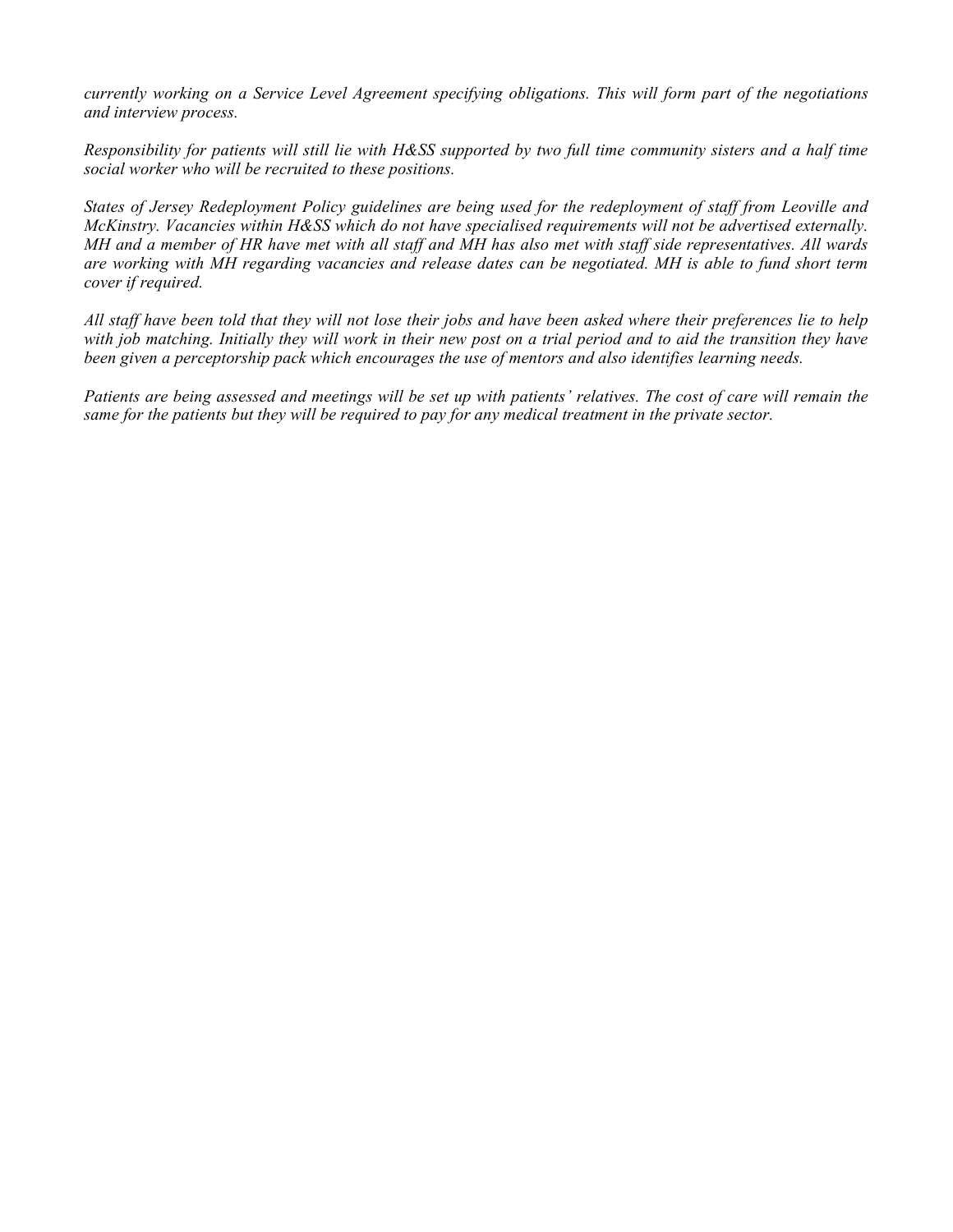*currently working on a Service Level Agreement specifying obligations. This will form part of the negotiations and interview process.*

*Responsibility for patients will still lie with H&SS supported by two full time community sisters and a half time social worker who will be recruited to these positions.*

*States of Jersey Redeployment Policy guidelines are being used for the redeployment of staff from Leoville and McKinstry. Vacancies within H&SS which do not have specialised requirements will not be advertised externally. MH and a member of HR have met with all staff and MH has also met with staff side representatives. All wards are working with MH regarding vacancies and release dates can be negotiated. MH is able to fund short term cover if required.*

*All staff have been told that they will not lose their jobs and have been asked where their preferences lie to help with job matching. Initially they will work in their new post on a trial period and to aid the transition they have been given a perceptorship pack which encourages the use of mentors and also identifies learning needs.*

*Patients are being assessed and meetings will be set up with patients' relatives. The cost of care will remain the same for the patients but they will be required to pay for any medical treatment in the private sector.*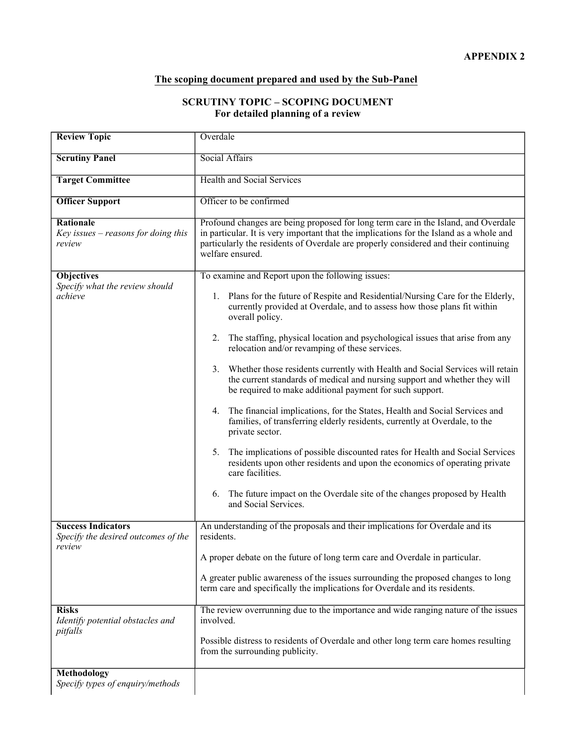**APPENDIX 2**

## The scoping document prepared and used by the Sub-Panel

### SCRUTINY TOPIC – SCOPING DOCUMENT
### For detailed planning of a review

| | |
|---|---|
| **Review Topic** | Overdale |
| **Scrutiny Panel** | Social Affairs |
| **Target Committee** | Health and Social Services |
| **Officer Support** | Officer to be confirmed |
| **Rationale**<br>*Key issues – reasons for doing this review* | Profound changes are being proposed for long term care in the Island, and Overdale in particular. It is very important that the implications for the Island as a whole and particularly the residents of Overdale are properly considered and their continuing welfare ensured. |
| **Objectives**<br>*Specify what the review should achieve* | To examine and Report upon the following issues:<br><br>1. Plans for the future of Respite and Residential/Nursing Care for the Elderly, currently provided at Overdale, and to assess how those plans fit within overall policy.<br><br>2. The staffing, physical location and psychological issues that arise from any relocation and/or revamping of these services.<br><br>3. Whether those residents currently with Health and Social Services will retain the current standards of medical and nursing support and whether they will be required to make additional payment for such support.<br><br>4. The financial implications, for the States, Health and Social Services and families, of transferring elderly residents, currently at Overdale, to the private sector.<br><br>5. The implications of possible discounted rates for Health and Social Services residents upon other residents and upon the economics of operating private care facilities.<br><br>6. The future impact on the Overdale site of the changes proposed by Health and Social Services. |
| **Success Indicators**<br>*Specify the desired outcomes of the review* | An understanding of the proposals and their implications for Overdale and its residents.<br><br>A proper debate on the future of long term care and Overdale in particular.<br><br>A greater public awareness of the issues surrounding the proposed changes to long term care and specifically the implications for Overdale and its residents. |
| **Risks**<br>*Identify potential obstacles and pitfalls* | The review overrunning due to the importance and wide ranging nature of the issues involved.<br><br>Possible distress to residents of Overdale and other long term care homes resulting from the surrounding publicity. |
| **Methodology**<br>*Specify types of enquiry/methods* | |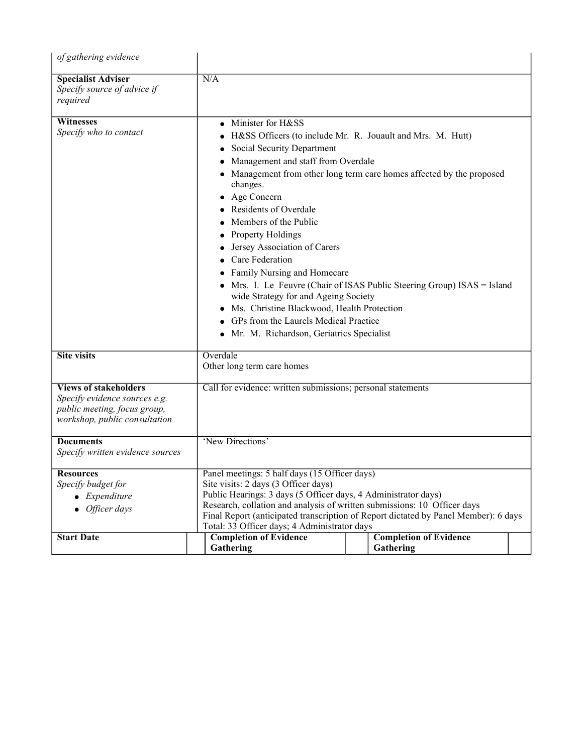| | |
|---|---|
| *of gathering evidence* | |
| **Specialist Adviser**<br>*Specify source of advice if required* | N/A |
| **Witnesses**<br>*Specify who to contact* | • Minister for H&SS<br>• H&SS Officers (to include Mr. R. Jouault and Mrs. M. Hutt)<br>• Social Security Department<br>• Management and staff from Overdale<br>• Management from other long term care homes affected by the proposed changes.<br>• Age Concern<br>• Residents of Overdale<br>• Members of the Public<br>• Property Holdings<br>• Jersey Association of Carers<br>• Care Federation<br>• Family Nursing and Homecare<br>• Mrs. I. Le Feuvre (Chair of ISAS Public Steering Group) ISAS = Island wide Strategy for and Ageing Society<br>• Ms. Christine Blackwood, Health Protection<br>• GPs from the Laurels Medical Practice<br>• Mr. M. Richardson, Geriatrics Specialist |
| **Site visits** | Overdale<br>Other long term care homes |
| **Views of stakeholders**<br>*Specify evidence sources e.g. public meeting, focus group, workshop, public consultation* | Call for evidence: written submissions; personal statements |
| **Documents**<br>*Specify written evidence sources* | 'New Directions' |
| **Resources**<br>*Specify budget for*<br>• *Expenditure*<br>• *Officer days* | Panel meetings: 5 half days (15 Officer days)<br>Site visits: 2 days (3 Officer days)<br>Public Hearings: 3 days (5 Officer days, 4 Administrator days)<br>Research, collation and analysis of written submissions: 10 Officer days<br>Final Report (anticipated transcription of Report dictated by Panel Member): 6 days<br>Total: 33 Officer days; 4 Administrator days |

| **Start Date** | | **Completion of Evidence Gathering** | | **Completion of Evidence Gathering** | |
|---|---|---|---|---|---|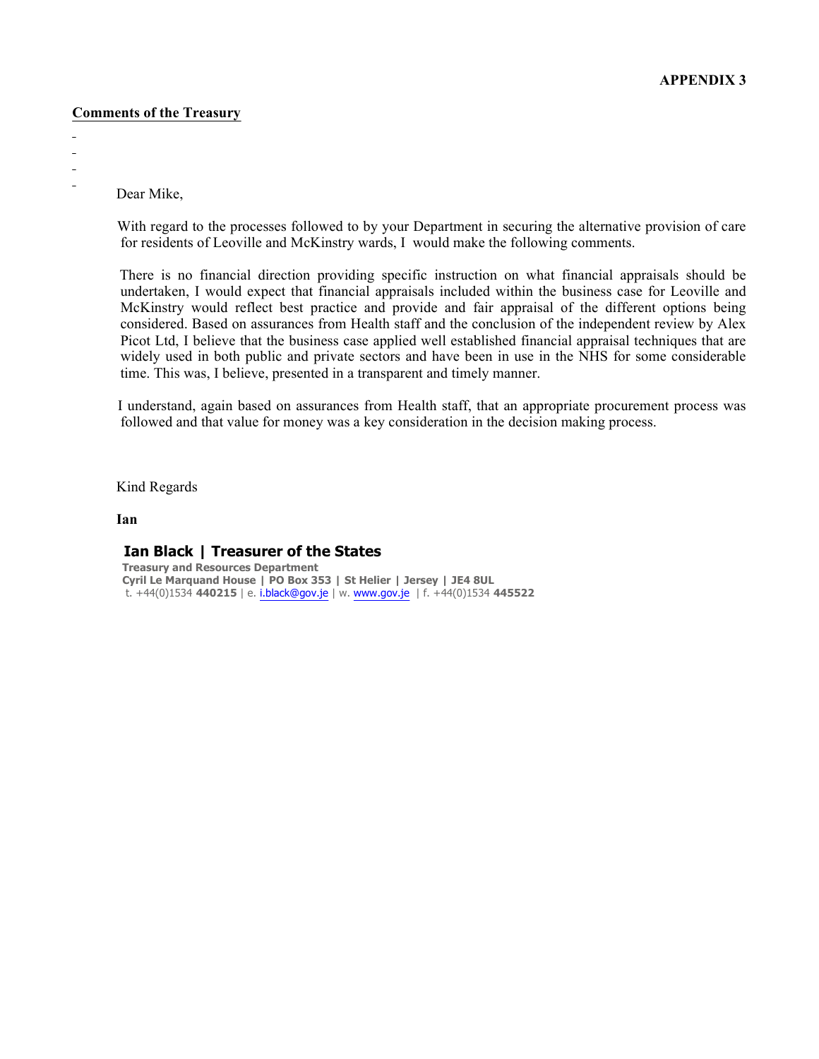**APPENDIX 3**

**Comments of the Treasury**

Dear Mike,

With regard to the processes followed to by your Department in securing the alternative provision of care for residents of Leoville and McKinstry wards, I would make the following comments.

There is no financial direction providing specific instruction on what financial appraisals should be undertaken, I would expect that financial appraisals included within the business case for Leoville and McKinstry would reflect best practice and provide and fair appraisal of the different options being considered. Based on assurances from Health staff and the conclusion of the independent review by Alex Picot Ltd, I believe that the business case applied well established financial appraisal techniques that are widely used in both public and private sectors and have been in use in the NHS for some considerable time. This was, I believe, presented in a transparent and timely manner.

I understand, again based on assurances from Health staff, that an appropriate procurement process was followed and that value for money was a key consideration in the decision making process.

Kind Regards

**Ian**

**Ian Black | Treasurer of the States**
**Treasury and Resources Department**
**Cyril Le Marquand House | PO Box 353 | St Helier | Jersey | JE4 8UL**
t. +44(0)1534 **440215** | e. i.black@gov.je | w. www.gov.je | f. +44(0)1534 **445522**